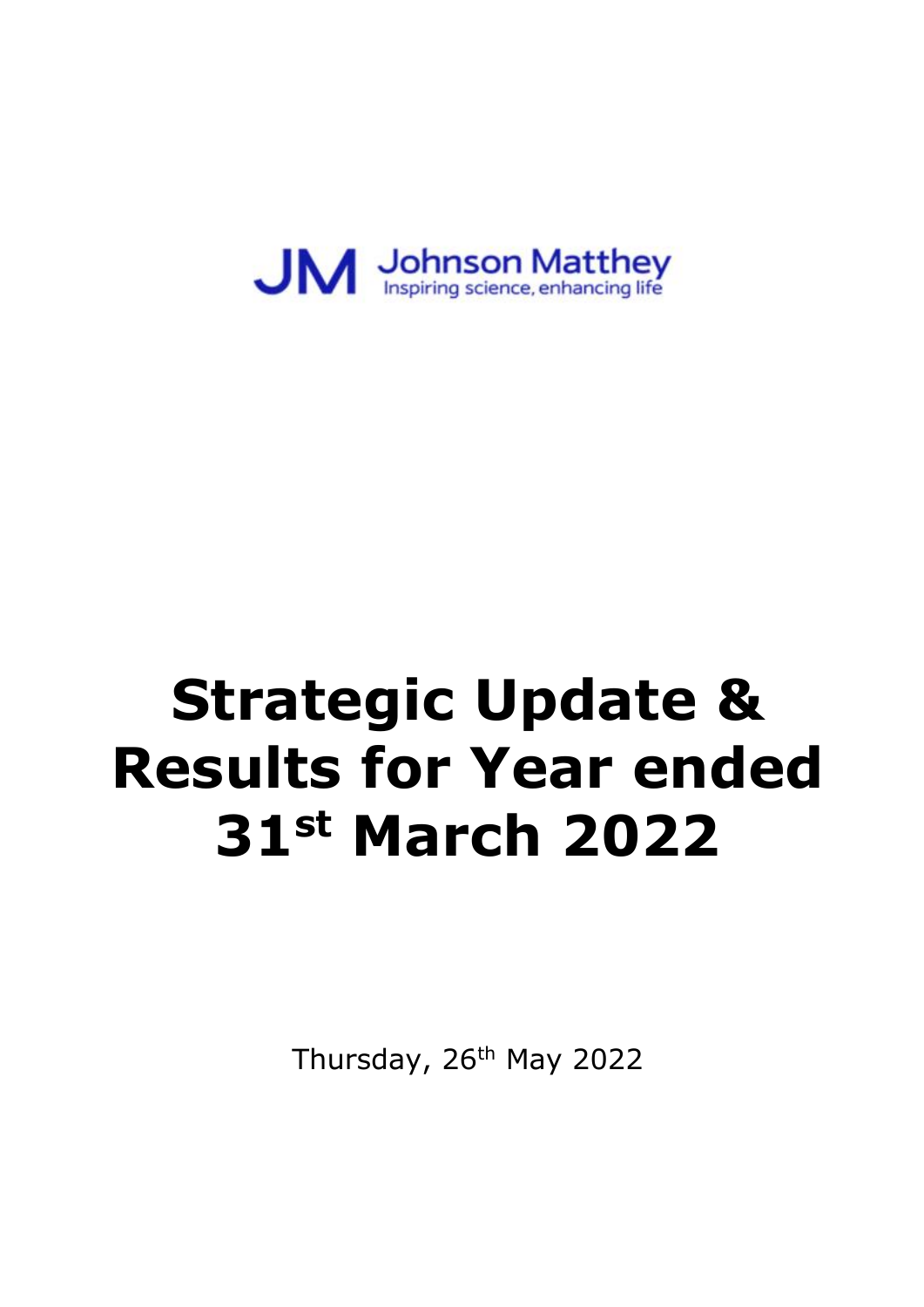Johnson Matthey
Inspiring science, enhancing life

# Strategic Update & Results for Year ended 31st March 2022

Thursday, 26th May 2022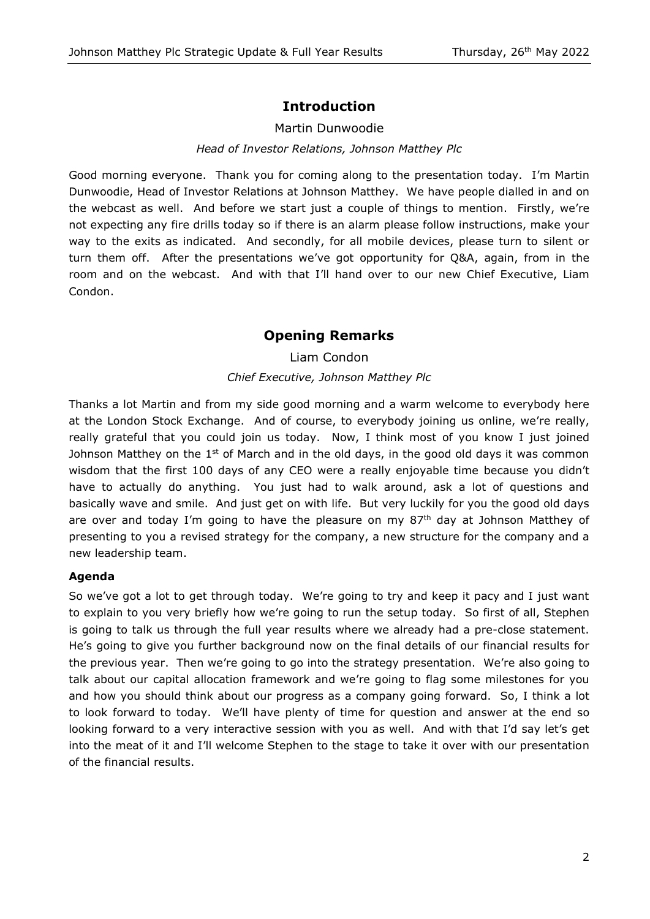## Introduction

Martin Dunwoodie

*Head of Investor Relations, Johnson Matthey Plc*

Good morning everyone. Thank you for coming along to the presentation today. I'm Martin Dunwoodie, Head of Investor Relations at Johnson Matthey. We have people dialled in and on the webcast as well. And before we start just a couple of things to mention. Firstly, we're not expecting any fire drills today so if there is an alarm please follow instructions, make your way to the exits as indicated. And secondly, for all mobile devices, please turn to silent or turn them off. After the presentations we've got opportunity for Q&A, again, from in the room and on the webcast. And with that I'll hand over to our new Chief Executive, Liam Condon.

## Opening Remarks

Liam Condon

*Chief Executive, Johnson Matthey Plc*

Thanks a lot Martin and from my side good morning and a warm welcome to everybody here at the London Stock Exchange. And of course, to everybody joining us online, we're really, really grateful that you could join us today. Now, I think most of you know I just joined Johnson Matthey on the 1st of March and in the old days, in the good old days it was common wisdom that the first 100 days of any CEO were a really enjoyable time because you didn't have to actually do anything. You just had to walk around, ask a lot of questions and basically wave and smile. And just get on with life. But very luckily for you the good old days are over and today I'm going to have the pleasure on my 87th day at Johnson Matthey of presenting to you a revised strategy for the company, a new structure for the company and a new leadership team.

### Agenda

So we've got a lot to get through today. We're going to try and keep it pacy and I just want to explain to you very briefly how we're going to run the setup today. So first of all, Stephen is going to talk us through the full year results where we already had a pre-close statement. He's going to give you further background now on the final details of our financial results for the previous year. Then we're going to go into the strategy presentation. We're also going to talk about our capital allocation framework and we're going to flag some milestones for you and how you should think about our progress as a company going forward. So, I think a lot to look forward to today. We'll have plenty of time for question and answer at the end so looking forward to a very interactive session with you as well. And with that I'd say let's get into the meat of it and I'll welcome Stephen to the stage to take it over with our presentation of the financial results.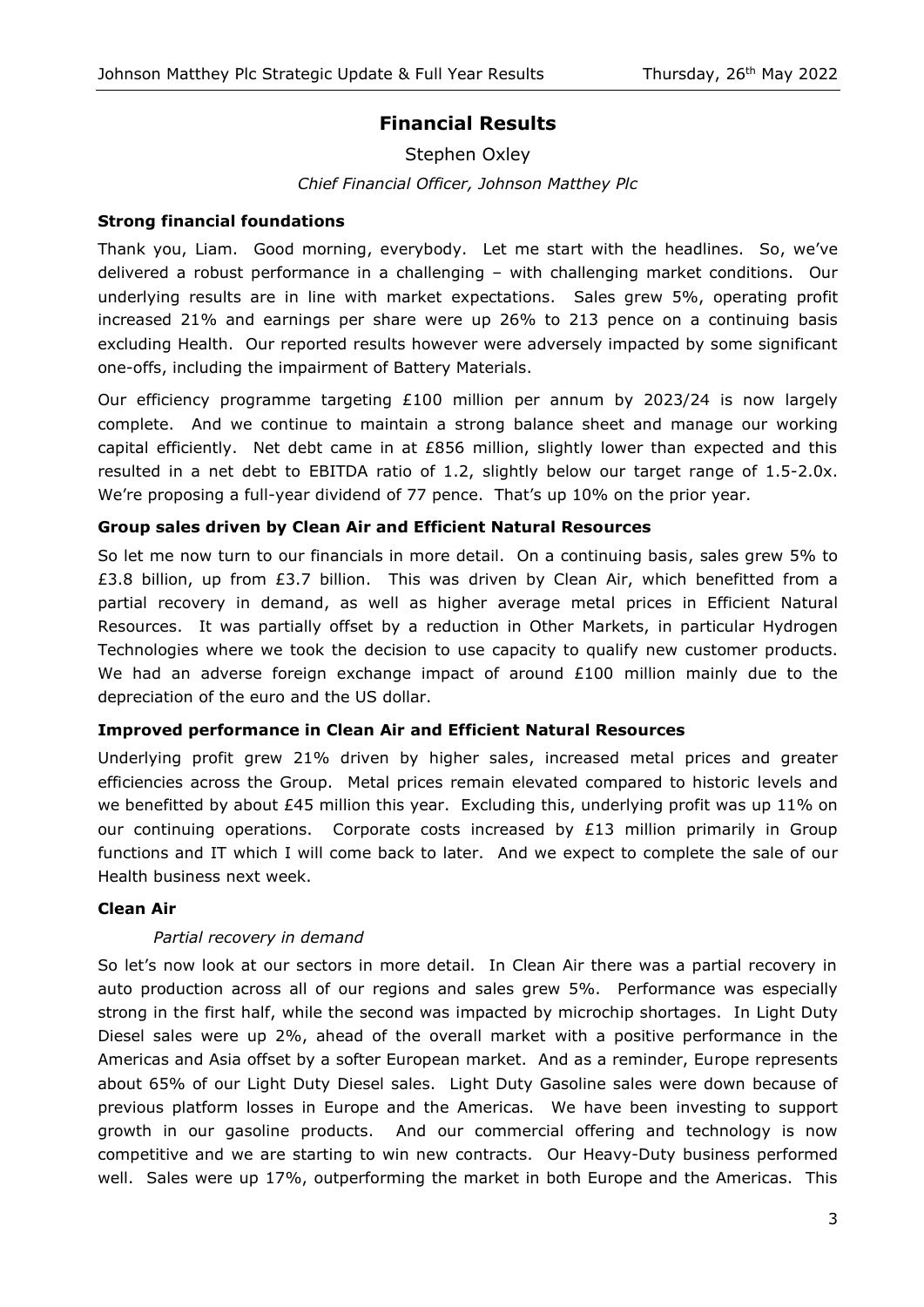## Financial Results

Stephen Oxley

*Chief Financial Officer, Johnson Matthey Plc*

### Strong financial foundations

Thank you, Liam. Good morning, everybody. Let me start with the headlines. So, we've delivered a robust performance in a challenging – with challenging market conditions. Our underlying results are in line with market expectations. Sales grew 5%, operating profit increased 21% and earnings per share were up 26% to 213 pence on a continuing basis excluding Health. Our reported results however were adversely impacted by some significant one-offs, including the impairment of Battery Materials.

Our efficiency programme targeting £100 million per annum by 2023/24 is now largely complete. And we continue to maintain a strong balance sheet and manage our working capital efficiently. Net debt came in at £856 million, slightly lower than expected and this resulted in a net debt to EBITDA ratio of 1.2, slightly below our target range of 1.5-2.0x. We're proposing a full-year dividend of 77 pence. That's up 10% on the prior year.

### Group sales driven by Clean Air and Efficient Natural Resources

So let me now turn to our financials in more detail. On a continuing basis, sales grew 5% to £3.8 billion, up from £3.7 billion. This was driven by Clean Air, which benefitted from a partial recovery in demand, as well as higher average metal prices in Efficient Natural Resources. It was partially offset by a reduction in Other Markets, in particular Hydrogen Technologies where we took the decision to use capacity to qualify new customer products. We had an adverse foreign exchange impact of around £100 million mainly due to the depreciation of the euro and the US dollar.

### Improved performance in Clean Air and Efficient Natural Resources

Underlying profit grew 21% driven by higher sales, increased metal prices and greater efficiencies across the Group. Metal prices remain elevated compared to historic levels and we benefitted by about £45 million this year. Excluding this, underlying profit was up 11% on our continuing operations. Corporate costs increased by £13 million primarily in Group functions and IT which I will come back to later. And we expect to complete the sale of our Health business next week.

### Clean Air

#### *Partial recovery in demand*

So let's now look at our sectors in more detail. In Clean Air there was a partial recovery in auto production across all of our regions and sales grew 5%. Performance was especially strong in the first half, while the second was impacted by microchip shortages. In Light Duty Diesel sales were up 2%, ahead of the overall market with a positive performance in the Americas and Asia offset by a softer European market. And as a reminder, Europe represents about 65% of our Light Duty Diesel sales. Light Duty Gasoline sales were down because of previous platform losses in Europe and the Americas. We have been investing to support growth in our gasoline products. And our commercial offering and technology is now competitive and we are starting to win new contracts. Our Heavy-Duty business performed well. Sales were up 17%, outperforming the market in both Europe and the Americas. This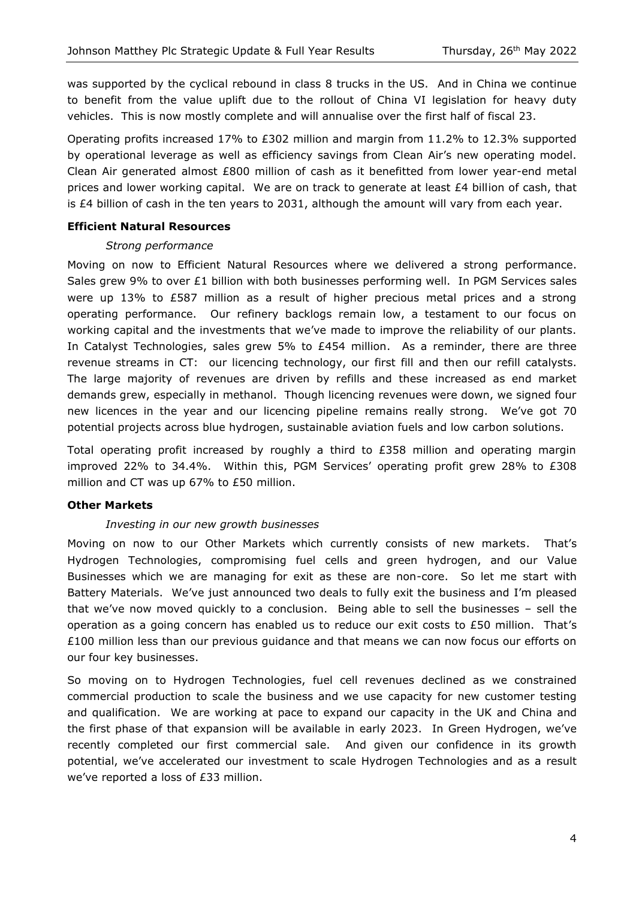was supported by the cyclical rebound in class 8 trucks in the US. And in China we continue to benefit from the value uplift due to the rollout of China VI legislation for heavy duty vehicles. This is now mostly complete and will annualise over the first half of fiscal 23.

Operating profits increased 17% to £302 million and margin from 11.2% to 12.3% supported by operational leverage as well as efficiency savings from Clean Air's new operating model. Clean Air generated almost £800 million of cash as it benefitted from lower year-end metal prices and lower working capital. We are on track to generate at least £4 billion of cash, that is £4 billion of cash in the ten years to 2031, although the amount will vary from each year.

**Efficient Natural Resources**

*Strong performance*

Moving on now to Efficient Natural Resources where we delivered a strong performance. Sales grew 9% to over £1 billion with both businesses performing well. In PGM Services sales were up 13% to £587 million as a result of higher precious metal prices and a strong operating performance. Our refinery backlogs remain low, a testament to our focus on working capital and the investments that we've made to improve the reliability of our plants. In Catalyst Technologies, sales grew 5% to £454 million. As a reminder, there are three revenue streams in CT: our licencing technology, our first fill and then our refill catalysts. The large majority of revenues are driven by refills and these increased as end market demands grew, especially in methanol. Though licencing revenues were down, we signed four new licences in the year and our licencing pipeline remains really strong. We've got 70 potential projects across blue hydrogen, sustainable aviation fuels and low carbon solutions.

Total operating profit increased by roughly a third to £358 million and operating margin improved 22% to 34.4%. Within this, PGM Services' operating profit grew 28% to £308 million and CT was up 67% to £50 million.

**Other Markets**

*Investing in our new growth businesses*

Moving on now to our Other Markets which currently consists of new markets. That's Hydrogen Technologies, compromising fuel cells and green hydrogen, and our Value Businesses which we are managing for exit as these are non-core. So let me start with Battery Materials. We've just announced two deals to fully exit the business and I'm pleased that we've now moved quickly to a conclusion. Being able to sell the businesses – sell the operation as a going concern has enabled us to reduce our exit costs to £50 million. That's £100 million less than our previous guidance and that means we can now focus our efforts on our four key businesses.

So moving on to Hydrogen Technologies, fuel cell revenues declined as we constrained commercial production to scale the business and we use capacity for new customer testing and qualification. We are working at pace to expand our capacity in the UK and China and the first phase of that expansion will be available in early 2023. In Green Hydrogen, we've recently completed our first commercial sale. And given our confidence in its growth potential, we've accelerated our investment to scale Hydrogen Technologies and as a result we've reported a loss of £33 million.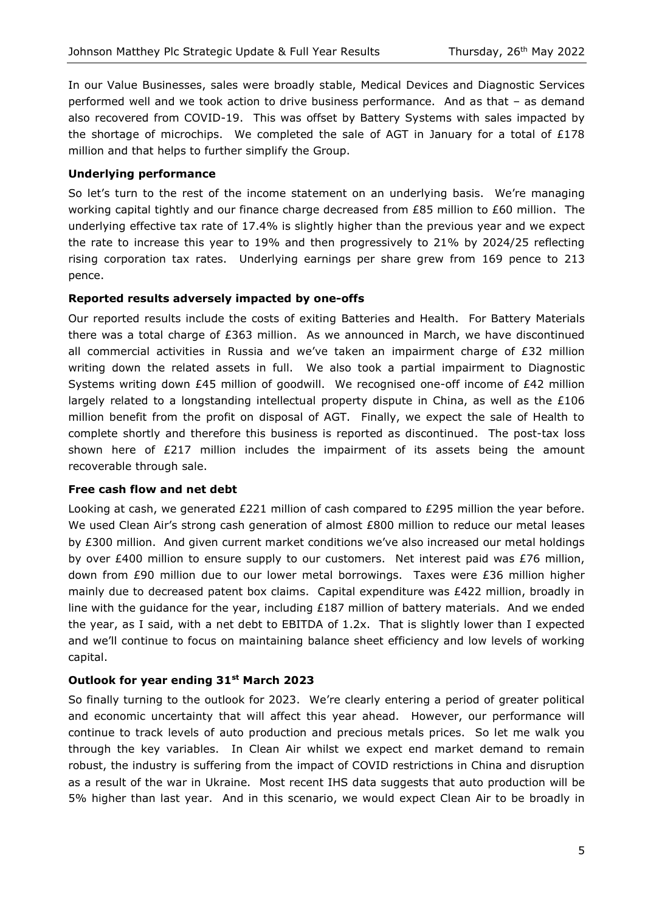In our Value Businesses, sales were broadly stable, Medical Devices and Diagnostic Services performed well and we took action to drive business performance. And as that – as demand also recovered from COVID-19. This was offset by Battery Systems with sales impacted by the shortage of microchips. We completed the sale of AGT in January for a total of £178 million and that helps to further simplify the Group.

**Underlying performance**

So let's turn to the rest of the income statement on an underlying basis. We're managing working capital tightly and our finance charge decreased from £85 million to £60 million. The underlying effective tax rate of 17.4% is slightly higher than the previous year and we expect the rate to increase this year to 19% and then progressively to 21% by 2024/25 reflecting rising corporation tax rates. Underlying earnings per share grew from 169 pence to 213 pence.

**Reported results adversely impacted by one-offs**

Our reported results include the costs of exiting Batteries and Health. For Battery Materials there was a total charge of £363 million. As we announced in March, we have discontinued all commercial activities in Russia and we've taken an impairment charge of £32 million writing down the related assets in full. We also took a partial impairment to Diagnostic Systems writing down £45 million of goodwill. We recognised one-off income of £42 million largely related to a longstanding intellectual property dispute in China, as well as the £106 million benefit from the profit on disposal of AGT. Finally, we expect the sale of Health to complete shortly and therefore this business is reported as discontinued. The post-tax loss shown here of £217 million includes the impairment of its assets being the amount recoverable through sale.

**Free cash flow and net debt**

Looking at cash, we generated £221 million of cash compared to £295 million the year before. We used Clean Air's strong cash generation of almost £800 million to reduce our metal leases by £300 million. And given current market conditions we've also increased our metal holdings by over £400 million to ensure supply to our customers. Net interest paid was £76 million, down from £90 million due to our lower metal borrowings. Taxes were £36 million higher mainly due to decreased patent box claims. Capital expenditure was £422 million, broadly in line with the guidance for the year, including £187 million of battery materials. And we ended the year, as I said, with a net debt to EBITDA of 1.2x. That is slightly lower than I expected and we'll continue to focus on maintaining balance sheet efficiency and low levels of working capital.

**Outlook for year ending 31st March 2023**

So finally turning to the outlook for 2023. We're clearly entering a period of greater political and economic uncertainty that will affect this year ahead. However, our performance will continue to track levels of auto production and precious metals prices. So let me walk you through the key variables. In Clean Air whilst we expect end market demand to remain robust, the industry is suffering from the impact of COVID restrictions in China and disruption as a result of the war in Ukraine. Most recent IHS data suggests that auto production will be 5% higher than last year. And in this scenario, we would expect Clean Air to be broadly in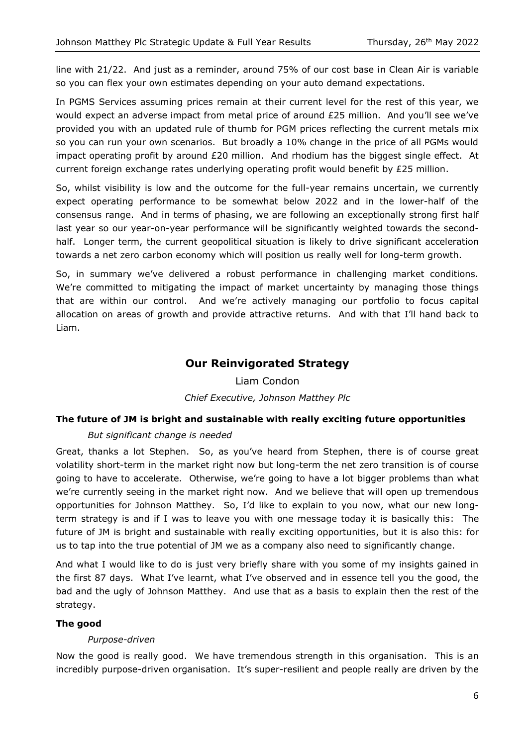line with 21/22. And just as a reminder, around 75% of our cost base in Clean Air is variable so you can flex your own estimates depending on your auto demand expectations.

In PGMS Services assuming prices remain at their current level for the rest of this year, we would expect an adverse impact from metal price of around £25 million. And you'll see we've provided you with an updated rule of thumb for PGM prices reflecting the current metals mix so you can run your own scenarios. But broadly a 10% change in the price of all PGMs would impact operating profit by around £20 million. And rhodium has the biggest single effect. At current foreign exchange rates underlying operating profit would benefit by £25 million.

So, whilst visibility is low and the outcome for the full-year remains uncertain, we currently expect operating performance to be somewhat below 2022 and in the lower-half of the consensus range. And in terms of phasing, we are following an exceptionally strong first half last year so our year-on-year performance will be significantly weighted towards the second-half. Longer term, the current geopolitical situation is likely to drive significant acceleration towards a net zero carbon economy which will position us really well for long-term growth.

So, in summary we've delivered a robust performance in challenging market conditions. We're committed to mitigating the impact of market uncertainty by managing those things that are within our control. And we're actively managing our portfolio to focus capital allocation on areas of growth and provide attractive returns. And with that I'll hand back to Liam.

## Our Reinvigorated Strategy

Liam Condon

*Chief Executive, Johnson Matthey Plc*

### The future of JM is bright and sustainable with really exciting future opportunities

*But significant change is needed*

Great, thanks a lot Stephen. So, as you've heard from Stephen, there is of course great volatility short-term in the market right now but long-term the net zero transition is of course going to have to accelerate. Otherwise, we're going to have a lot bigger problems than what we're currently seeing in the market right now. And we believe that will open up tremendous opportunities for Johnson Matthey. So, I'd like to explain to you now, what our new long-term strategy is and if I was to leave you with one message today it is basically this: The future of JM is bright and sustainable with really exciting opportunities, but it is also this: for us to tap into the true potential of JM we as a company also need to significantly change.

And what I would like to do is just very briefly share with you some of my insights gained in the first 87 days. What I've learnt, what I've observed and in essence tell you the good, the bad and the ugly of Johnson Matthey. And use that as a basis to explain then the rest of the strategy.

### The good

*Purpose-driven*

Now the good is really good. We have tremendous strength in this organisation. This is an incredibly purpose-driven organisation. It's super-resilient and people really are driven by the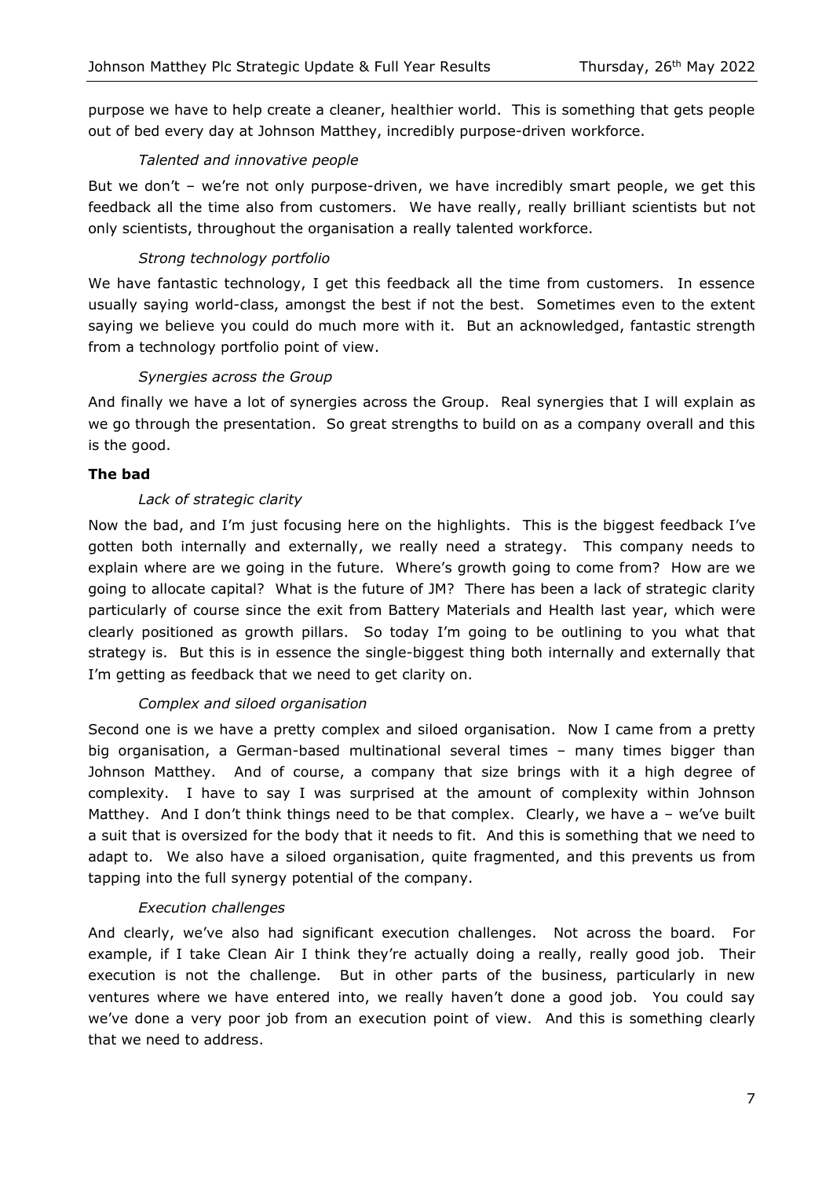purpose we have to help create a cleaner, healthier world. This is something that gets people out of bed every day at Johnson Matthey, incredibly purpose-driven workforce.

*Talented and innovative people*

But we don't – we're not only purpose-driven, we have incredibly smart people, we get this feedback all the time also from customers. We have really, really brilliant scientists but not only scientists, throughout the organisation a really talented workforce.

*Strong technology portfolio*

We have fantastic technology, I get this feedback all the time from customers. In essence usually saying world-class, amongst the best if not the best. Sometimes even to the extent saying we believe you could do much more with it. But an acknowledged, fantastic strength from a technology portfolio point of view.

*Synergies across the Group*

And finally we have a lot of synergies across the Group. Real synergies that I will explain as we go through the presentation. So great strengths to build on as a company overall and this is the good.

**The bad**

*Lack of strategic clarity*

Now the bad, and I'm just focusing here on the highlights. This is the biggest feedback I've gotten both internally and externally, we really need a strategy. This company needs to explain where are we going in the future. Where's growth going to come from? How are we going to allocate capital? What is the future of JM? There has been a lack of strategic clarity particularly of course since the exit from Battery Materials and Health last year, which were clearly positioned as growth pillars. So today I'm going to be outlining to you what that strategy is. But this is in essence the single-biggest thing both internally and externally that I'm getting as feedback that we need to get clarity on.

*Complex and siloed organisation*

Second one is we have a pretty complex and siloed organisation. Now I came from a pretty big organisation, a German-based multinational several times – many times bigger than Johnson Matthey. And of course, a company that size brings with it a high degree of complexity. I have to say I was surprised at the amount of complexity within Johnson Matthey. And I don't think things need to be that complex. Clearly, we have a – we've built a suit that is oversized for the body that it needs to fit. And this is something that we need to adapt to. We also have a siloed organisation, quite fragmented, and this prevents us from tapping into the full synergy potential of the company.

*Execution challenges*

And clearly, we've also had significant execution challenges. Not across the board. For example, if I take Clean Air I think they're actually doing a really, really good job. Their execution is not the challenge. But in other parts of the business, particularly in new ventures where we have entered into, we really haven't done a good job. You could say we've done a very poor job from an execution point of view. And this is something clearly that we need to address.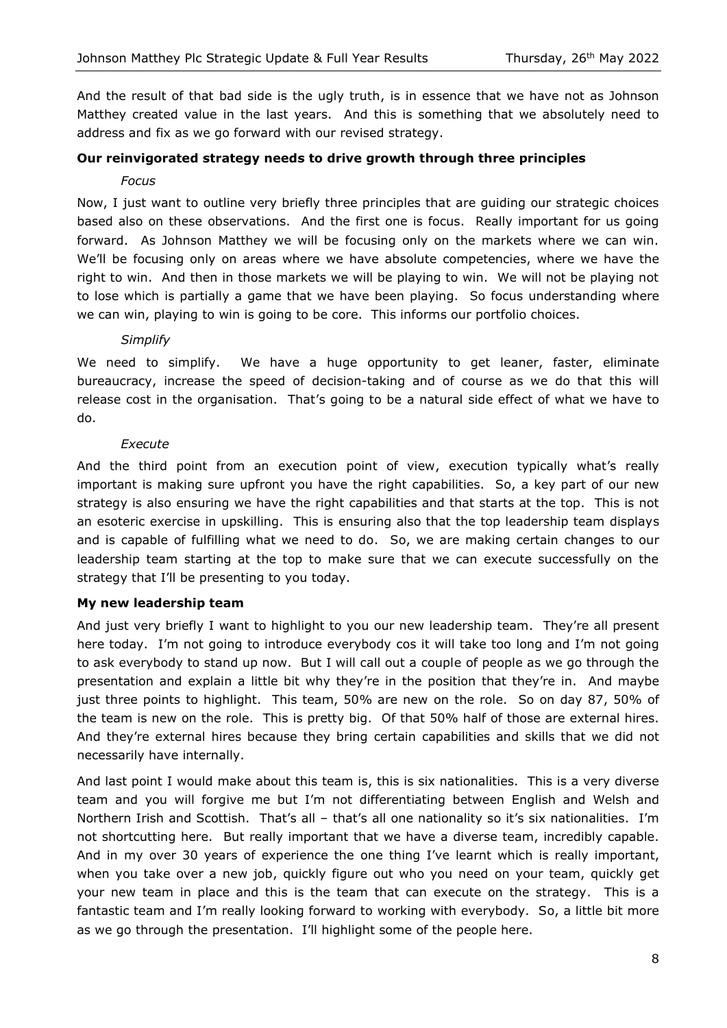And the result of that bad side is the ugly truth, is in essence that we have not as Johnson Matthey created value in the last years. And this is something that we absolutely need to address and fix as we go forward with our revised strategy.

**Our reinvigorated strategy needs to drive growth through three principles**

*Focus*

Now, I just want to outline very briefly three principles that are guiding our strategic choices based also on these observations. And the first one is focus. Really important for us going forward. As Johnson Matthey we will be focusing only on the markets where we can win. We'll be focusing only on areas where we have absolute competencies, where we have the right to win. And then in those markets we will be playing to win. We will not be playing not to lose which is partially a game that we have been playing. So focus understanding where we can win, playing to win is going to be core. This informs our portfolio choices.

*Simplify*

We need to simplify. We have a huge opportunity to get leaner, faster, eliminate bureaucracy, increase the speed of decision-taking and of course as we do that this will release cost in the organisation. That's going to be a natural side effect of what we have to do.

*Execute*

And the third point from an execution point of view, execution typically what's really important is making sure upfront you have the right capabilities. So, a key part of our new strategy is also ensuring we have the right capabilities and that starts at the top. This is not an esoteric exercise in upskilling. This is ensuring also that the top leadership team displays and is capable of fulfilling what we need to do. So, we are making certain changes to our leadership team starting at the top to make sure that we can execute successfully on the strategy that I'll be presenting to you today.

**My new leadership team**

And just very briefly I want to highlight to you our new leadership team. They're all present here today. I'm not going to introduce everybody cos it will take too long and I'm not going to ask everybody to stand up now. But I will call out a couple of people as we go through the presentation and explain a little bit why they're in the position that they're in. And maybe just three points to highlight. This team, 50% are new on the role. So on day 87, 50% of the team is new on the role. This is pretty big. Of that 50% half of those are external hires. And they're external hires because they bring certain capabilities and skills that we did not necessarily have internally.

And last point I would make about this team is, this is six nationalities. This is a very diverse team and you will forgive me but I'm not differentiating between English and Welsh and Northern Irish and Scottish. That's all – that's all one nationality so it's six nationalities. I'm not shortcutting here. But really important that we have a diverse team, incredibly capable. And in my over 30 years of experience the one thing I've learnt which is really important, when you take over a new job, quickly figure out who you need on your team, quickly get your new team in place and this is the team that can execute on the strategy. This is a fantastic team and I'm really looking forward to working with everybody. So, a little bit more as we go through the presentation. I'll highlight some of the people here.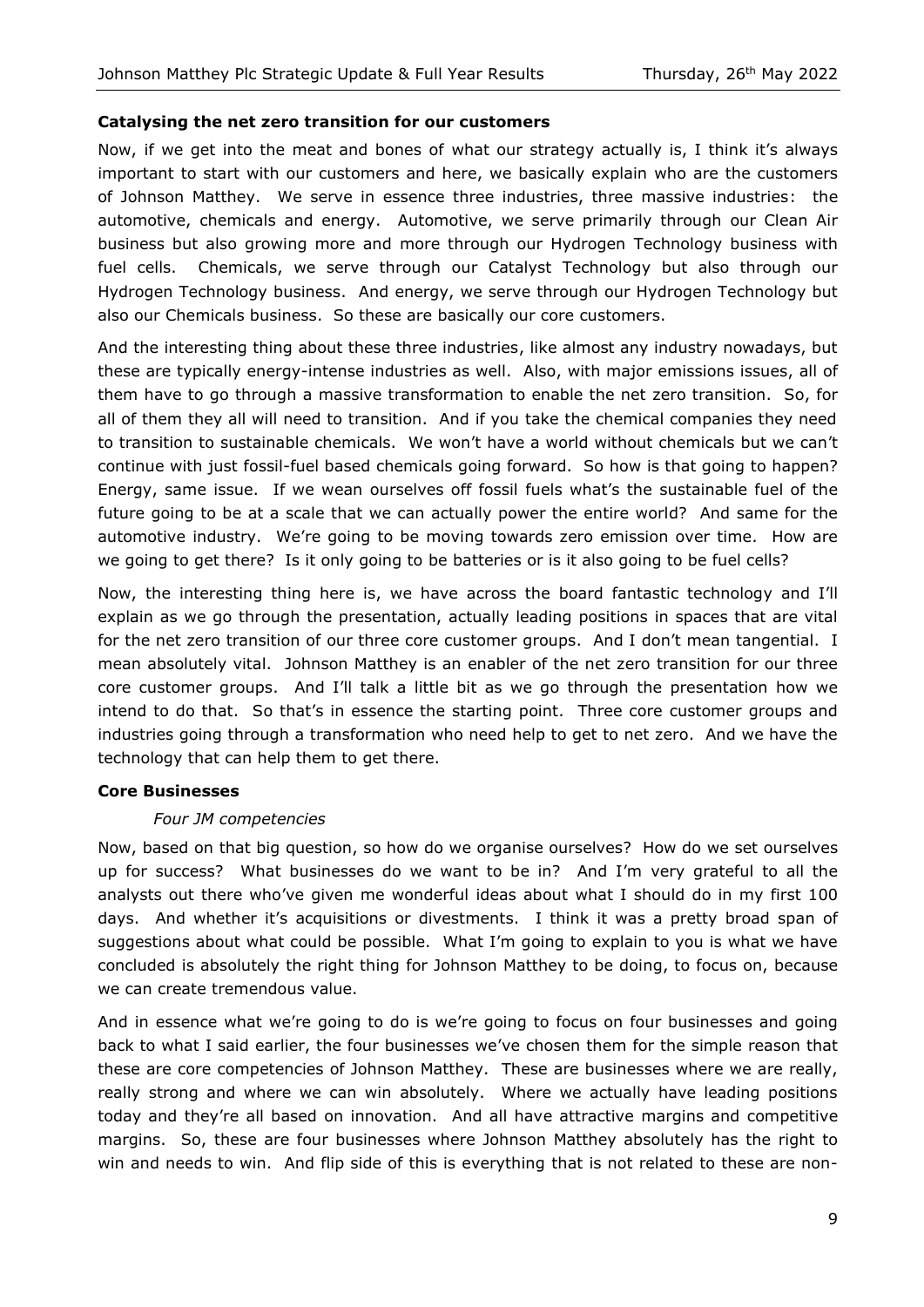**Catalysing the net zero transition for our customers**

Now, if we get into the meat and bones of what our strategy actually is, I think it's always important to start with our customers and here, we basically explain who are the customers of Johnson Matthey. We serve in essence three industries, three massive industries: the automotive, chemicals and energy. Automotive, we serve primarily through our Clean Air business but also growing more and more through our Hydrogen Technology business with fuel cells. Chemicals, we serve through our Catalyst Technology but also through our Hydrogen Technology business. And energy, we serve through our Hydrogen Technology but also our Chemicals business. So these are basically our core customers.

And the interesting thing about these three industries, like almost any industry nowadays, but these are typically energy-intense industries as well. Also, with major emissions issues, all of them have to go through a massive transformation to enable the net zero transition. So, for all of them they all will need to transition. And if you take the chemical companies they need to transition to sustainable chemicals. We won't have a world without chemicals but we can't continue with just fossil-fuel based chemicals going forward. So how is that going to happen? Energy, same issue. If we wean ourselves off fossil fuels what's the sustainable fuel of the future going to be at a scale that we can actually power the entire world? And same for the automotive industry. We're going to be moving towards zero emission over time. How are we going to get there? Is it only going to be batteries or is it also going to be fuel cells?

Now, the interesting thing here is, we have across the board fantastic technology and I'll explain as we go through the presentation, actually leading positions in spaces that are vital for the net zero transition of our three core customer groups. And I don't mean tangential. I mean absolutely vital. Johnson Matthey is an enabler of the net zero transition for our three core customer groups. And I'll talk a little bit as we go through the presentation how we intend to do that. So that's in essence the starting point. Three core customer groups and industries going through a transformation who need help to get to net zero. And we have the technology that can help them to get there.

**Core Businesses**

*Four JM competencies*

Now, based on that big question, so how do we organise ourselves? How do we set ourselves up for success? What businesses do we want to be in? And I'm very grateful to all the analysts out there who've given me wonderful ideas about what I should do in my first 100 days. And whether it's acquisitions or divestments. I think it was a pretty broad span of suggestions about what could be possible. What I'm going to explain to you is what we have concluded is absolutely the right thing for Johnson Matthey to be doing, to focus on, because we can create tremendous value.

And in essence what we're going to do is we're going to focus on four businesses and going back to what I said earlier, the four businesses we've chosen them for the simple reason that these are core competencies of Johnson Matthey. These are businesses where we are really, really strong and where we can win absolutely. Where we actually have leading positions today and they're all based on innovation. And all have attractive margins and competitive margins. So, these are four businesses where Johnson Matthey absolutely has the right to win and needs to win. And flip side of this is everything that is not related to these are non-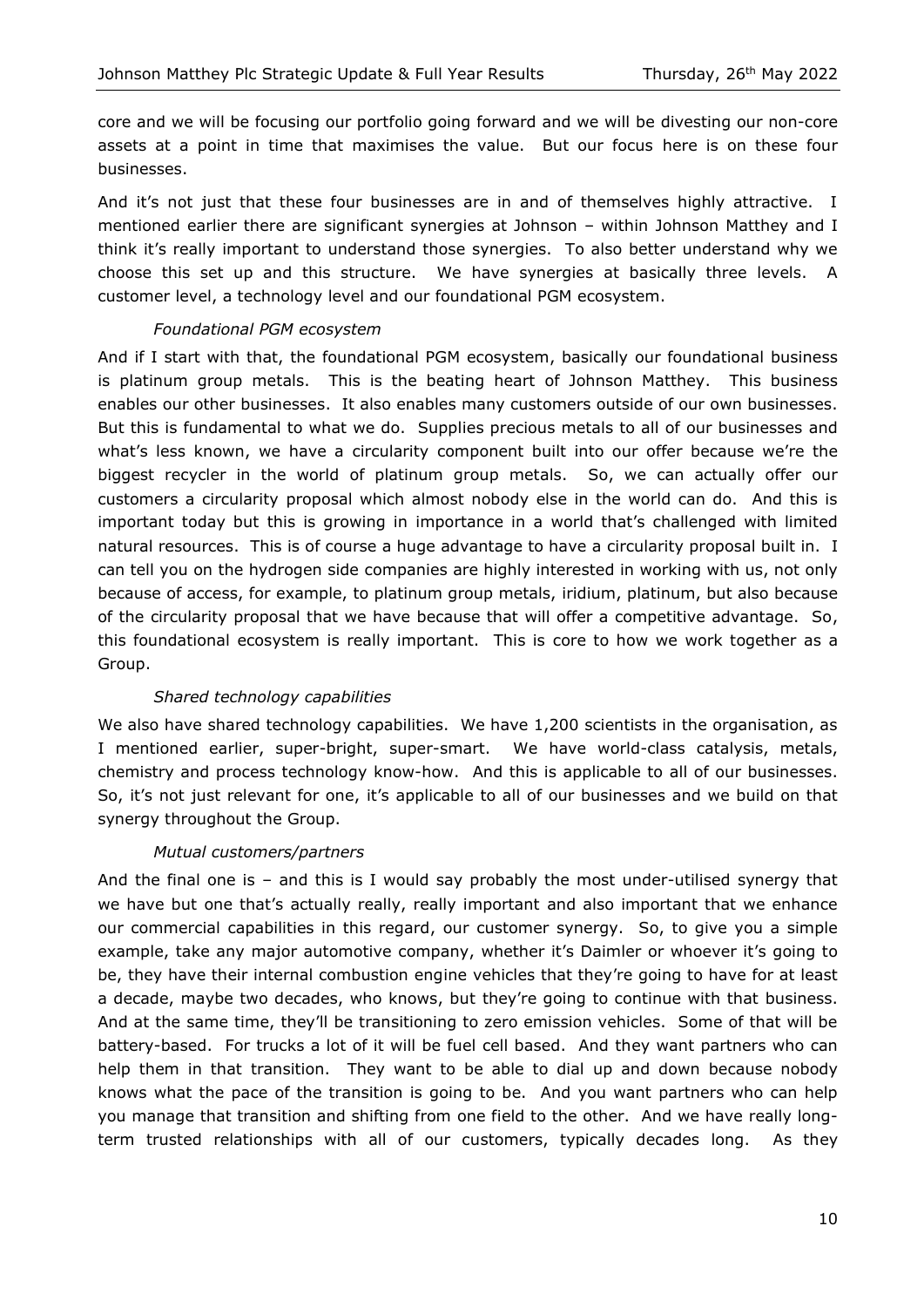core and we will be focusing our portfolio going forward and we will be divesting our non-core assets at a point in time that maximises the value. But our focus here is on these four businesses.

And it's not just that these four businesses are in and of themselves highly attractive. I mentioned earlier there are significant synergies at Johnson – within Johnson Matthey and I think it's really important to understand those synergies. To also better understand why we choose this set up and this structure. We have synergies at basically three levels. A customer level, a technology level and our foundational PGM ecosystem.

*Foundational PGM ecosystem*

And if I start with that, the foundational PGM ecosystem, basically our foundational business is platinum group metals. This is the beating heart of Johnson Matthey. This business enables our other businesses. It also enables many customers outside of our own businesses. But this is fundamental to what we do. Supplies precious metals to all of our businesses and what's less known, we have a circularity component built into our offer because we're the biggest recycler in the world of platinum group metals. So, we can actually offer our customers a circularity proposal which almost nobody else in the world can do. And this is important today but this is growing in importance in a world that's challenged with limited natural resources. This is of course a huge advantage to have a circularity proposal built in. I can tell you on the hydrogen side companies are highly interested in working with us, not only because of access, for example, to platinum group metals, iridium, platinum, but also because of the circularity proposal that we have because that will offer a competitive advantage. So, this foundational ecosystem is really important. This is core to how we work together as a Group.

*Shared technology capabilities*

We also have shared technology capabilities. We have 1,200 scientists in the organisation, as I mentioned earlier, super-bright, super-smart. We have world-class catalysis, metals, chemistry and process technology know-how. And this is applicable to all of our businesses. So, it's not just relevant for one, it's applicable to all of our businesses and we build on that synergy throughout the Group.

*Mutual customers/partners*

And the final one is – and this is I would say probably the most under-utilised synergy that we have but one that's actually really, really important and also important that we enhance our commercial capabilities in this regard, our customer synergy. So, to give you a simple example, take any major automotive company, whether it's Daimler or whoever it's going to be, they have their internal combustion engine vehicles that they're going to have for at least a decade, maybe two decades, who knows, but they're going to continue with that business. And at the same time, they'll be transitioning to zero emission vehicles. Some of that will be battery-based. For trucks a lot of it will be fuel cell based. And they want partners who can help them in that transition. They want to be able to dial up and down because nobody knows what the pace of the transition is going to be. And you want partners who can help you manage that transition and shifting from one field to the other. And we have really long-term trusted relationships with all of our customers, typically decades long. As they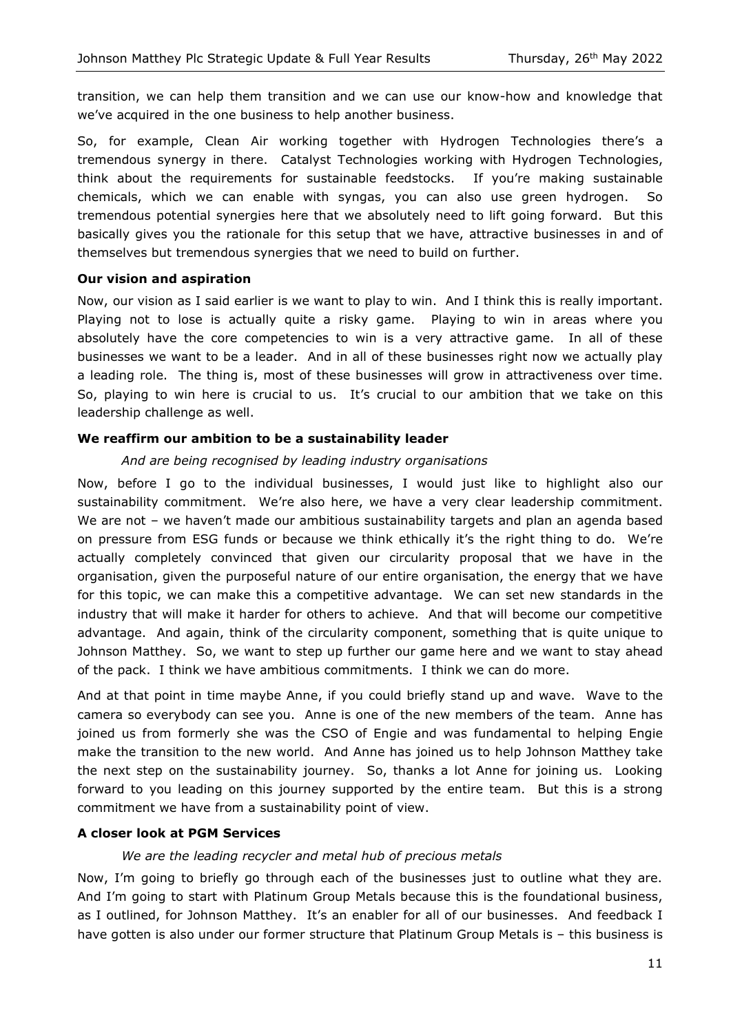transition, we can help them transition and we can use our know-how and knowledge that we've acquired in the one business to help another business.

So, for example, Clean Air working together with Hydrogen Technologies there's a tremendous synergy in there. Catalyst Technologies working with Hydrogen Technologies, think about the requirements for sustainable feedstocks. If you're making sustainable chemicals, which we can enable with syngas, you can also use green hydrogen. So tremendous potential synergies here that we absolutely need to lift going forward. But this basically gives you the rationale for this setup that we have, attractive businesses in and of themselves but tremendous synergies that we need to build on further.

**Our vision and aspiration**

Now, our vision as I said earlier is we want to play to win. And I think this is really important. Playing not to lose is actually quite a risky game. Playing to win in areas where you absolutely have the core competencies to win is a very attractive game. In all of these businesses we want to be a leader. And in all of these businesses right now we actually play a leading role. The thing is, most of these businesses will grow in attractiveness over time. So, playing to win here is crucial to us. It's crucial to our ambition that we take on this leadership challenge as well.

**We reaffirm our ambition to be a sustainability leader**

*And are being recognised by leading industry organisations*

Now, before I go to the individual businesses, I would just like to highlight also our sustainability commitment. We're also here, we have a very clear leadership commitment. We are not – we haven't made our ambitious sustainability targets and plan an agenda based on pressure from ESG funds or because we think ethically it's the right thing to do. We're actually completely convinced that given our circularity proposal that we have in the organisation, given the purposeful nature of our entire organisation, the energy that we have for this topic, we can make this a competitive advantage. We can set new standards in the industry that will make it harder for others to achieve. And that will become our competitive advantage. And again, think of the circularity component, something that is quite unique to Johnson Matthey. So, we want to step up further our game here and we want to stay ahead of the pack. I think we have ambitious commitments. I think we can do more.

And at that point in time maybe Anne, if you could briefly stand up and wave. Wave to the camera so everybody can see you. Anne is one of the new members of the team. Anne has joined us from formerly she was the CSO of Engie and was fundamental to helping Engie make the transition to the new world. And Anne has joined us to help Johnson Matthey take the next step on the sustainability journey. So, thanks a lot Anne for joining us. Looking forward to you leading on this journey supported by the entire team. But this is a strong commitment we have from a sustainability point of view.

**A closer look at PGM Services**

*We are the leading recycler and metal hub of precious metals*

Now, I'm going to briefly go through each of the businesses just to outline what they are. And I'm going to start with Platinum Group Metals because this is the foundational business, as I outlined, for Johnson Matthey. It's an enabler for all of our businesses. And feedback I have gotten is also under our former structure that Platinum Group Metals is – this business is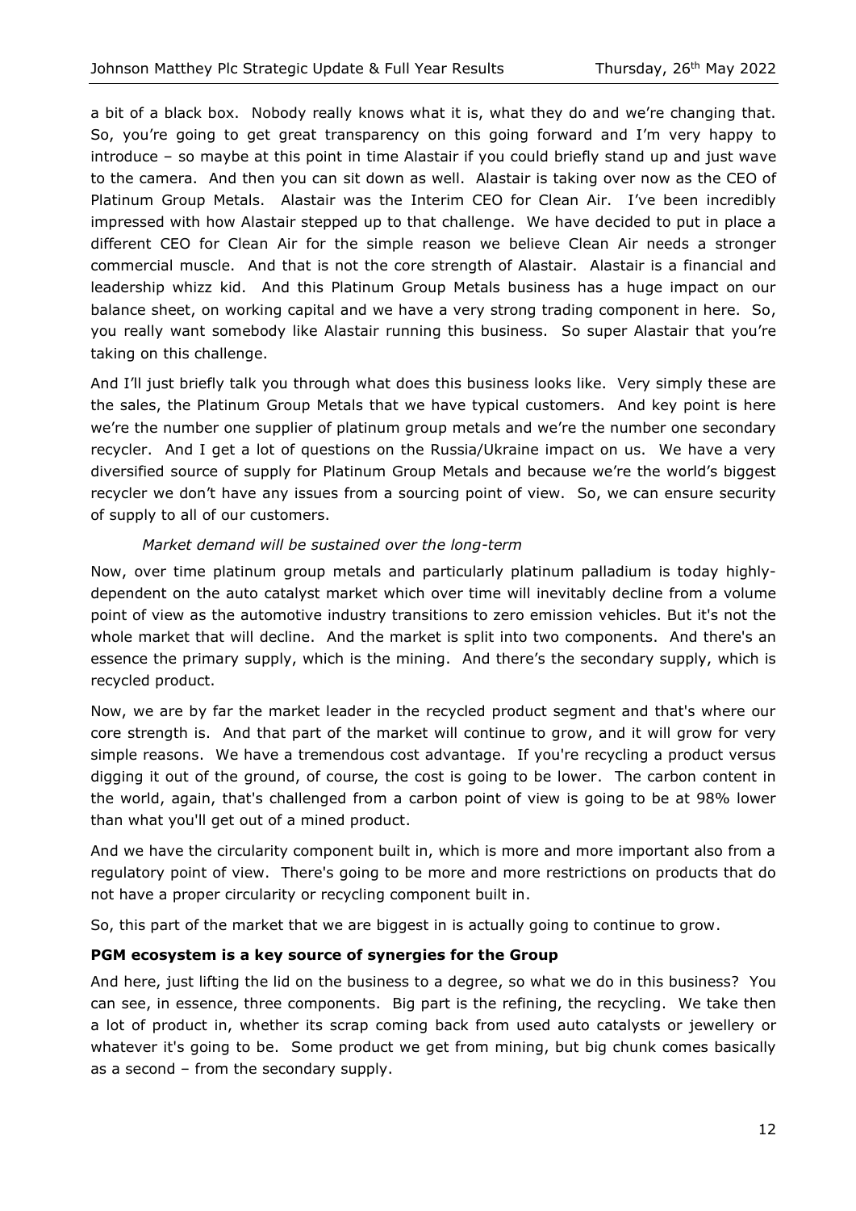a bit of a black box. Nobody really knows what it is, what they do and we're changing that. So, you're going to get great transparency on this going forward and I'm very happy to introduce – so maybe at this point in time Alastair if you could briefly stand up and just wave to the camera. And then you can sit down as well. Alastair is taking over now as the CEO of Platinum Group Metals. Alastair was the Interim CEO for Clean Air. I've been incredibly impressed with how Alastair stepped up to that challenge. We have decided to put in place a different CEO for Clean Air for the simple reason we believe Clean Air needs a stronger commercial muscle. And that is not the core strength of Alastair. Alastair is a financial and leadership whizz kid. And this Platinum Group Metals business has a huge impact on our balance sheet, on working capital and we have a very strong trading component in here. So, you really want somebody like Alastair running this business. So super Alastair that you're taking on this challenge.

And I'll just briefly talk you through what does this business looks like. Very simply these are the sales, the Platinum Group Metals that we have typical customers. And key point is here we're the number one supplier of platinum group metals and we're the number one secondary recycler. And I get a lot of questions on the Russia/Ukraine impact on us. We have a very diversified source of supply for Platinum Group Metals and because we're the world's biggest recycler we don't have any issues from a sourcing point of view. So, we can ensure security of supply to all of our customers.

*Market demand will be sustained over the long-term*

Now, over time platinum group metals and particularly platinum palladium is today highly-dependent on the auto catalyst market which over time will inevitably decline from a volume point of view as the automotive industry transitions to zero emission vehicles. But it's not the whole market that will decline. And the market is split into two components. And there's an essence the primary supply, which is the mining. And there's the secondary supply, which is recycled product.

Now, we are by far the market leader in the recycled product segment and that's where our core strength is. And that part of the market will continue to grow, and it will grow for very simple reasons. We have a tremendous cost advantage. If you're recycling a product versus digging it out of the ground, of course, the cost is going to be lower. The carbon content in the world, again, that's challenged from a carbon point of view is going to be at 98% lower than what you'll get out of a mined product.

And we have the circularity component built in, which is more and more important also from a regulatory point of view. There's going to be more and more restrictions on products that do not have a proper circularity or recycling component built in.

So, this part of the market that we are biggest in is actually going to continue to grow.

**PGM ecosystem is a key source of synergies for the Group**

And here, just lifting the lid on the business to a degree, so what we do in this business? You can see, in essence, three components. Big part is the refining, the recycling. We take then a lot of product in, whether its scrap coming back from used auto catalysts or jewellery or whatever it's going to be. Some product we get from mining, but big chunk comes basically as a second – from the secondary supply.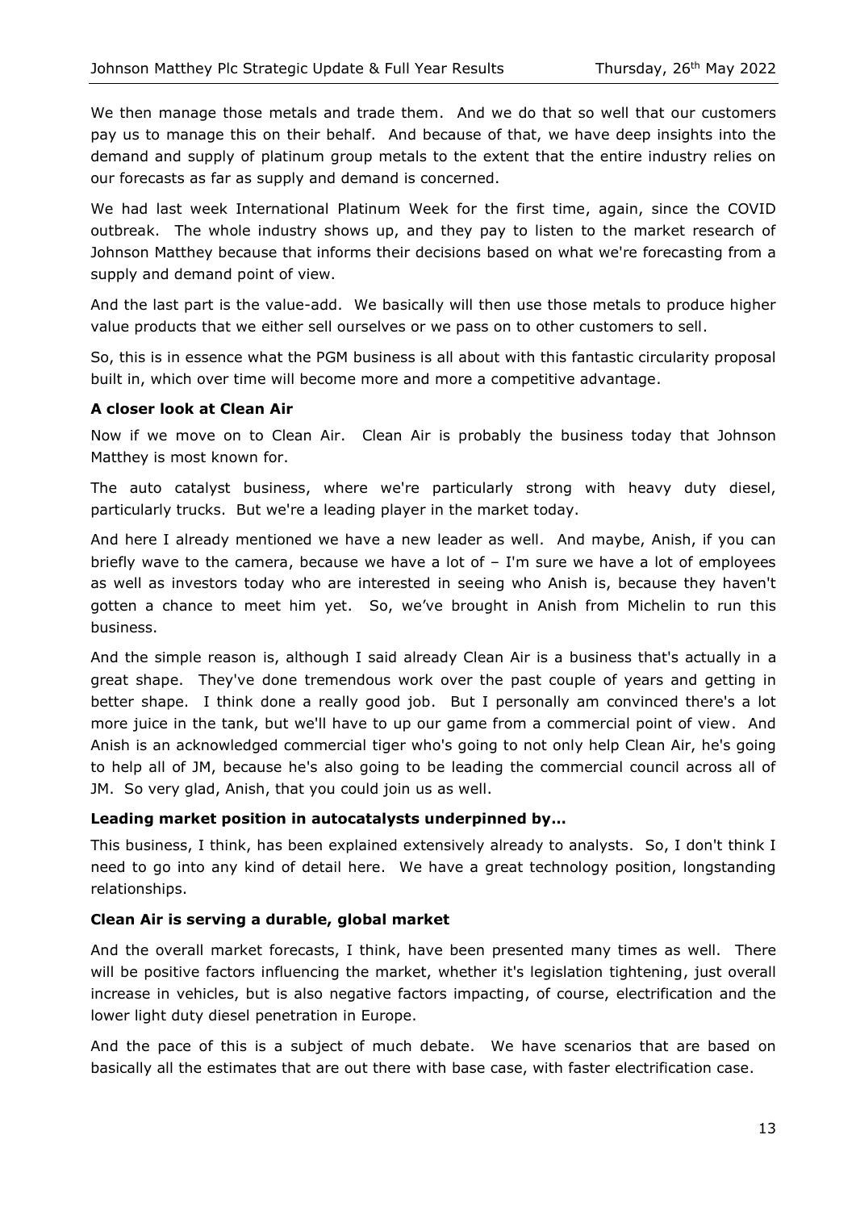We then manage those metals and trade them. And we do that so well that our customers pay us to manage this on their behalf. And because of that, we have deep insights into the demand and supply of platinum group metals to the extent that the entire industry relies on our forecasts as far as supply and demand is concerned.

We had last week International Platinum Week for the first time, again, since the COVID outbreak. The whole industry shows up, and they pay to listen to the market research of Johnson Matthey because that informs their decisions based on what we're forecasting from a supply and demand point of view.

And the last part is the value-add. We basically will then use those metals to produce higher value products that we either sell ourselves or we pass on to other customers to sell.

So, this is in essence what the PGM business is all about with this fantastic circularity proposal built in, which over time will become more and more a competitive advantage.

**A closer look at Clean Air**

Now if we move on to Clean Air. Clean Air is probably the business today that Johnson Matthey is most known for.

The auto catalyst business, where we're particularly strong with heavy duty diesel, particularly trucks. But we're a leading player in the market today.

And here I already mentioned we have a new leader as well. And maybe, Anish, if you can briefly wave to the camera, because we have a lot of – I'm sure we have a lot of employees as well as investors today who are interested in seeing who Anish is, because they haven't gotten a chance to meet him yet. So, we've brought in Anish from Michelin to run this business.

And the simple reason is, although I said already Clean Air is a business that's actually in a great shape. They've done tremendous work over the past couple of years and getting in better shape. I think done a really good job. But I personally am convinced there's a lot more juice in the tank, but we'll have to up our game from a commercial point of view. And Anish is an acknowledged commercial tiger who's going to not only help Clean Air, he's going to help all of JM, because he's also going to be leading the commercial council across all of JM. So very glad, Anish, that you could join us as well.

**Leading market position in autocatalysts underpinned by…**

This business, I think, has been explained extensively already to analysts. So, I don't think I need to go into any kind of detail here. We have a great technology position, longstanding relationships.

**Clean Air is serving a durable, global market**

And the overall market forecasts, I think, have been presented many times as well. There will be positive factors influencing the market, whether it's legislation tightening, just overall increase in vehicles, but is also negative factors impacting, of course, electrification and the lower light duty diesel penetration in Europe.

And the pace of this is a subject of much debate. We have scenarios that are based on basically all the estimates that are out there with base case, with faster electrification case.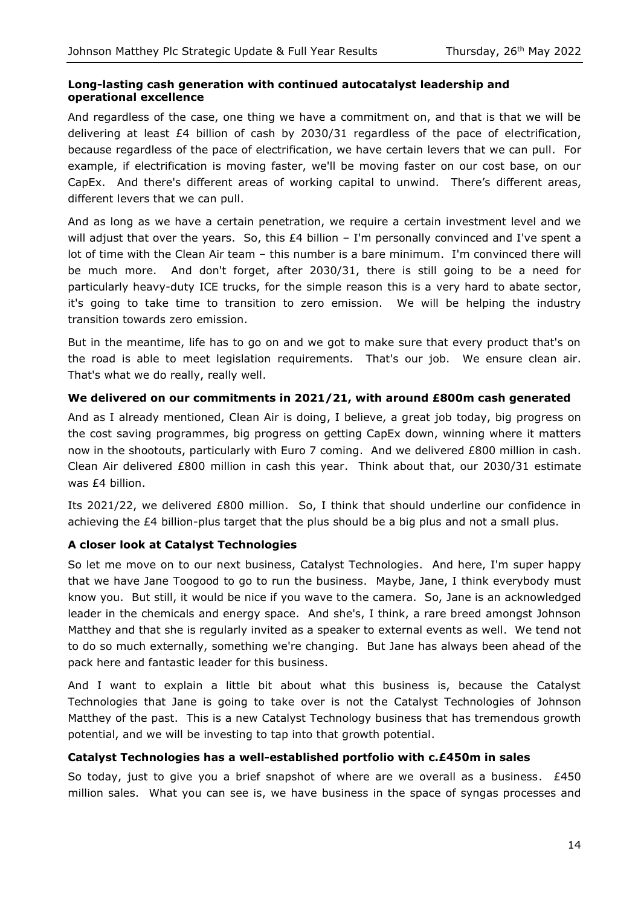### Long-lasting cash generation with continued autocatalyst leadership and operational excellence

And regardless of the case, one thing we have a commitment on, and that is that we will be delivering at least £4 billion of cash by 2030/31 regardless of the pace of electrification, because regardless of the pace of electrification, we have certain levers that we can pull. For example, if electrification is moving faster, we'll be moving faster on our cost base, on our CapEx. And there's different areas of working capital to unwind. There's different areas, different levers that we can pull.

And as long as we have a certain penetration, we require a certain investment level and we will adjust that over the years. So, this £4 billion – I'm personally convinced and I've spent a lot of time with the Clean Air team – this number is a bare minimum. I'm convinced there will be much more. And don't forget, after 2030/31, there is still going to be a need for particularly heavy-duty ICE trucks, for the simple reason this is a very hard to abate sector, it's going to take time to transition to zero emission. We will be helping the industry transition towards zero emission.

But in the meantime, life has to go on and we got to make sure that every product that's on the road is able to meet legislation requirements. That's our job. We ensure clean air. That's what we do really, really well.

### We delivered on our commitments in 2021/21, with around £800m cash generated

And as I already mentioned, Clean Air is doing, I believe, a great job today, big progress on the cost saving programmes, big progress on getting CapEx down, winning where it matters now in the shootouts, particularly with Euro 7 coming. And we delivered £800 million in cash. Clean Air delivered £800 million in cash this year. Think about that, our 2030/31 estimate was £4 billion.

Its 2021/22, we delivered £800 million. So, I think that should underline our confidence in achieving the £4 billion-plus target that the plus should be a big plus and not a small plus.

### A closer look at Catalyst Technologies

So let me move on to our next business, Catalyst Technologies. And here, I'm super happy that we have Jane Toogood to go to run the business. Maybe, Jane, I think everybody must know you. But still, it would be nice if you wave to the camera. So, Jane is an acknowledged leader in the chemicals and energy space. And she's, I think, a rare breed amongst Johnson Matthey and that she is regularly invited as a speaker to external events as well. We tend not to do so much externally, something we're changing. But Jane has always been ahead of the pack here and fantastic leader for this business.

And I want to explain a little bit about what this business is, because the Catalyst Technologies that Jane is going to take over is not the Catalyst Technologies of Johnson Matthey of the past. This is a new Catalyst Technology business that has tremendous growth potential, and we will be investing to tap into that growth potential.

### Catalyst Technologies has a well-established portfolio with c.£450m in sales

So today, just to give you a brief snapshot of where are we overall as a business. £450 million sales. What you can see is, we have business in the space of syngas processes and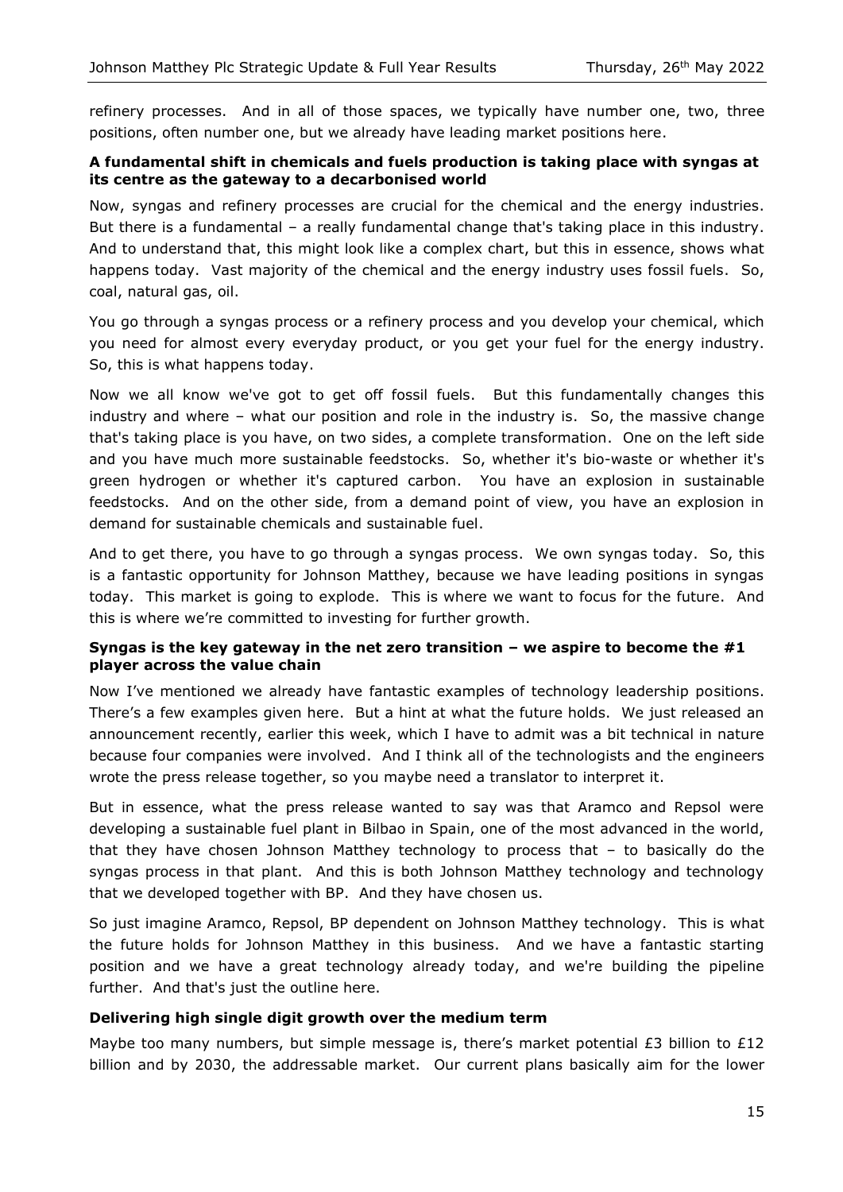refinery processes. And in all of those spaces, we typically have number one, two, three positions, often number one, but we already have leading market positions here.

**A fundamental shift in chemicals and fuels production is taking place with syngas at its centre as the gateway to a decarbonised world**

Now, syngas and refinery processes are crucial for the chemical and the energy industries. But there is a fundamental – a really fundamental change that's taking place in this industry. And to understand that, this might look like a complex chart, but this in essence, shows what happens today. Vast majority of the chemical and the energy industry uses fossil fuels. So, coal, natural gas, oil.

You go through a syngas process or a refinery process and you develop your chemical, which you need for almost every everyday product, or you get your fuel for the energy industry. So, this is what happens today.

Now we all know we've got to get off fossil fuels. But this fundamentally changes this industry and where – what our position and role in the industry is. So, the massive change that's taking place is you have, on two sides, a complete transformation. One on the left side and you have much more sustainable feedstocks. So, whether it's bio-waste or whether it's green hydrogen or whether it's captured carbon. You have an explosion in sustainable feedstocks. And on the other side, from a demand point of view, you have an explosion in demand for sustainable chemicals and sustainable fuel.

And to get there, you have to go through a syngas process. We own syngas today. So, this is a fantastic opportunity for Johnson Matthey, because we have leading positions in syngas today. This market is going to explode. This is where we want to focus for the future. And this is where we're committed to investing for further growth.

**Syngas is the key gateway in the net zero transition – we aspire to become the #1 player across the value chain**

Now I've mentioned we already have fantastic examples of technology leadership positions. There's a few examples given here. But a hint at what the future holds. We just released an announcement recently, earlier this week, which I have to admit was a bit technical in nature because four companies were involved. And I think all of the technologists and the engineers wrote the press release together, so you maybe need a translator to interpret it.

But in essence, what the press release wanted to say was that Aramco and Repsol were developing a sustainable fuel plant in Bilbao in Spain, one of the most advanced in the world, that they have chosen Johnson Matthey technology to process that – to basically do the syngas process in that plant. And this is both Johnson Matthey technology and technology that we developed together with BP. And they have chosen us.

So just imagine Aramco, Repsol, BP dependent on Johnson Matthey technology. This is what the future holds for Johnson Matthey in this business. And we have a fantastic starting position and we have a great technology already today, and we're building the pipeline further. And that's just the outline here.

**Delivering high single digit growth over the medium term**

Maybe too many numbers, but simple message is, there's market potential £3 billion to £12 billion and by 2030, the addressable market. Our current plans basically aim for the lower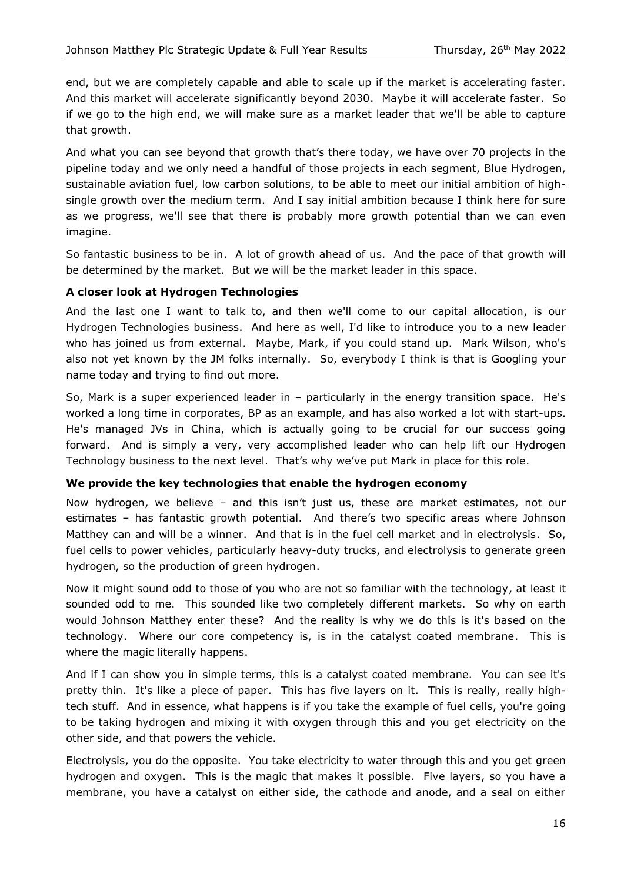end, but we are completely capable and able to scale up if the market is accelerating faster. And this market will accelerate significantly beyond 2030. Maybe it will accelerate faster. So if we go to the high end, we will make sure as a market leader that we'll be able to capture that growth.

And what you can see beyond that growth that's there today, we have over 70 projects in the pipeline today and we only need a handful of those projects in each segment, Blue Hydrogen, sustainable aviation fuel, low carbon solutions, to be able to meet our initial ambition of high-single growth over the medium term. And I say initial ambition because I think here for sure as we progress, we'll see that there is probably more growth potential than we can even imagine.

So fantastic business to be in. A lot of growth ahead of us. And the pace of that growth will be determined by the market. But we will be the market leader in this space.

**A closer look at Hydrogen Technologies**

And the last one I want to talk to, and then we'll come to our capital allocation, is our Hydrogen Technologies business. And here as well, I'd like to introduce you to a new leader who has joined us from external. Maybe, Mark, if you could stand up. Mark Wilson, who's also not yet known by the JM folks internally. So, everybody I think is that is Googling your name today and trying to find out more.

So, Mark is a super experienced leader in – particularly in the energy transition space. He's worked a long time in corporates, BP as an example, and has also worked a lot with start-ups. He's managed JVs in China, which is actually going to be crucial for our success going forward. And is simply a very, very accomplished leader who can help lift our Hydrogen Technology business to the next level. That's why we've put Mark in place for this role.

**We provide the key technologies that enable the hydrogen economy**

Now hydrogen, we believe – and this isn't just us, these are market estimates, not our estimates – has fantastic growth potential. And there's two specific areas where Johnson Matthey can and will be a winner. And that is in the fuel cell market and in electrolysis. So, fuel cells to power vehicles, particularly heavy-duty trucks, and electrolysis to generate green hydrogen, so the production of green hydrogen.

Now it might sound odd to those of you who are not so familiar with the technology, at least it sounded odd to me. This sounded like two completely different markets. So why on earth would Johnson Matthey enter these? And the reality is why we do this is it's based on the technology. Where our core competency is, is in the catalyst coated membrane. This is where the magic literally happens.

And if I can show you in simple terms, this is a catalyst coated membrane. You can see it's pretty thin. It's like a piece of paper. This has five layers on it. This is really, really high-tech stuff. And in essence, what happens is if you take the example of fuel cells, you're going to be taking hydrogen and mixing it with oxygen through this and you get electricity on the other side, and that powers the vehicle.

Electrolysis, you do the opposite. You take electricity to water through this and you get green hydrogen and oxygen. This is the magic that makes it possible. Five layers, so you have a membrane, you have a catalyst on either side, the cathode and anode, and a seal on either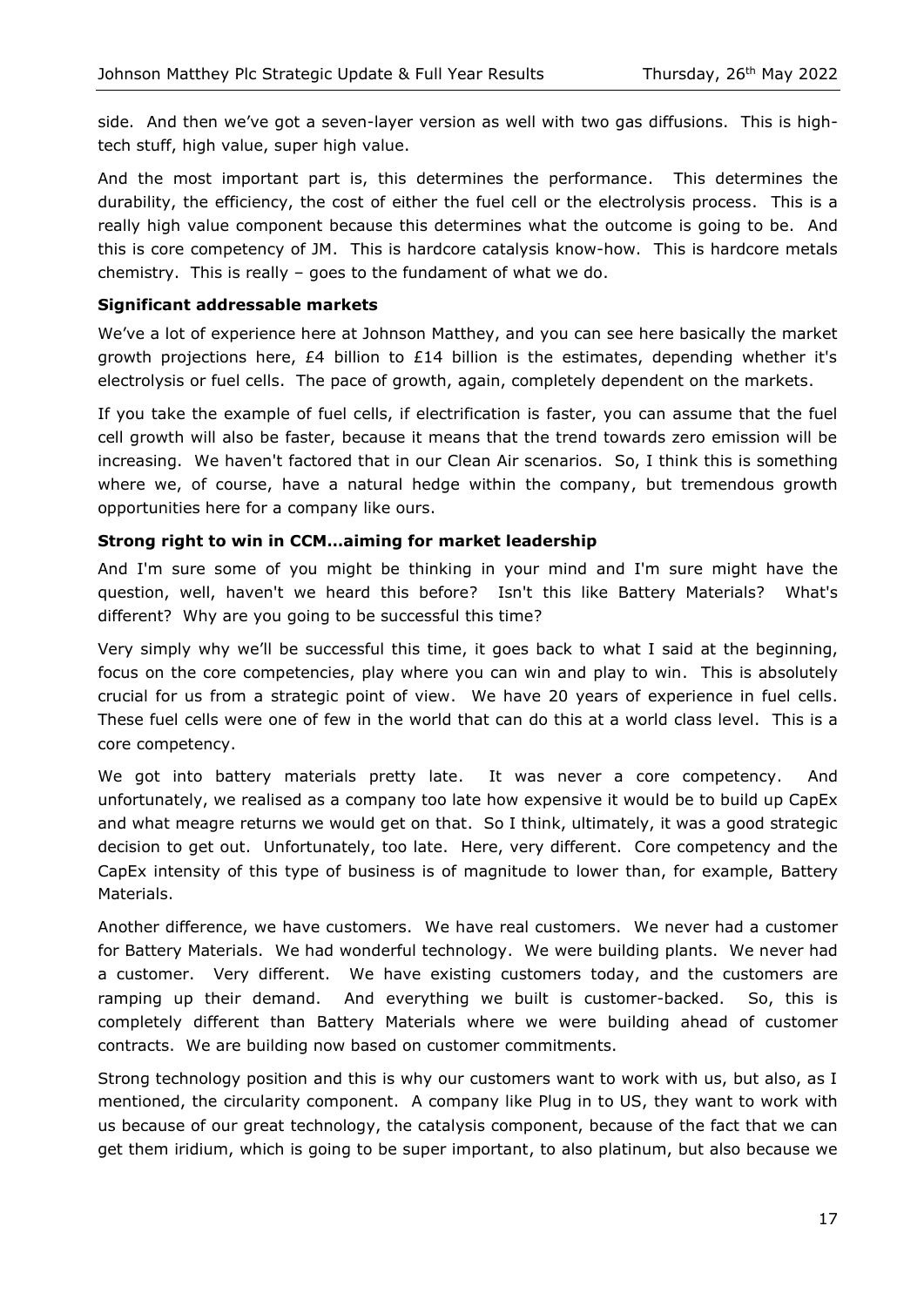side. And then we've got a seven-layer version as well with two gas diffusions. This is high-tech stuff, high value, super high value.

And the most important part is, this determines the performance. This determines the durability, the efficiency, the cost of either the fuel cell or the electrolysis process. This is a really high value component because this determines what the outcome is going to be. And this is core competency of JM. This is hardcore catalysis know-how. This is hardcore metals chemistry. This is really – goes to the fundament of what we do.

**Significant addressable markets**

We've a lot of experience here at Johnson Matthey, and you can see here basically the market growth projections here, £4 billion to £14 billion is the estimates, depending whether it's electrolysis or fuel cells. The pace of growth, again, completely dependent on the markets.

If you take the example of fuel cells, if electrification is faster, you can assume that the fuel cell growth will also be faster, because it means that the trend towards zero emission will be increasing. We haven't factored that in our Clean Air scenarios. So, I think this is something where we, of course, have a natural hedge within the company, but tremendous growth opportunities here for a company like ours.

**Strong right to win in CCM…aiming for market leadership**

And I'm sure some of you might be thinking in your mind and I'm sure might have the question, well, haven't we heard this before? Isn't this like Battery Materials? What's different? Why are you going to be successful this time?

Very simply why we'll be successful this time, it goes back to what I said at the beginning, focus on the core competencies, play where you can win and play to win. This is absolutely crucial for us from a strategic point of view. We have 20 years of experience in fuel cells. These fuel cells were one of few in the world that can do this at a world class level. This is a core competency.

We got into battery materials pretty late. It was never a core competency. And unfortunately, we realised as a company too late how expensive it would be to build up CapEx and what meagre returns we would get on that. So I think, ultimately, it was a good strategic decision to get out. Unfortunately, too late. Here, very different. Core competency and the CapEx intensity of this type of business is of magnitude to lower than, for example, Battery Materials.

Another difference, we have customers. We have real customers. We never had a customer for Battery Materials. We had wonderful technology. We were building plants. We never had a customer. Very different. We have existing customers today, and the customers are ramping up their demand. And everything we built is customer-backed. So, this is completely different than Battery Materials where we were building ahead of customer contracts. We are building now based on customer commitments.

Strong technology position and this is why our customers want to work with us, but also, as I mentioned, the circularity component. A company like Plug in to US, they want to work with us because of our great technology, the catalysis component, because of the fact that we can get them iridium, which is going to be super important, to also platinum, but also because we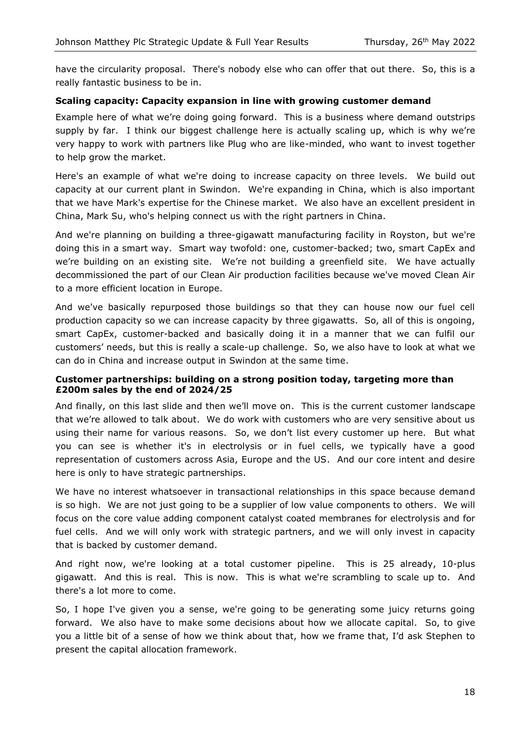have the circularity proposal. There's nobody else who can offer that out there. So, this is a really fantastic business to be in.

**Scaling capacity: Capacity expansion in line with growing customer demand**

Example here of what we're doing going forward. This is a business where demand outstrips supply by far. I think our biggest challenge here is actually scaling up, which is why we're very happy to work with partners like Plug who are like-minded, who want to invest together to help grow the market.

Here's an example of what we're doing to increase capacity on three levels. We build out capacity at our current plant in Swindon. We're expanding in China, which is also important that we have Mark's expertise for the Chinese market. We also have an excellent president in China, Mark Su, who's helping connect us with the right partners in China.

And we're planning on building a three-gigawatt manufacturing facility in Royston, but we're doing this in a smart way. Smart way twofold: one, customer-backed; two, smart CapEx and we're building on an existing site. We're not building a greenfield site. We have actually decommissioned the part of our Clean Air production facilities because we've moved Clean Air to a more efficient location in Europe.

And we've basically repurposed those buildings so that they can house now our fuel cell production capacity so we can increase capacity by three gigawatts. So, all of this is ongoing, smart CapEx, customer-backed and basically doing it in a manner that we can fulfil our customers' needs, but this is really a scale-up challenge. So, we also have to look at what we can do in China and increase output in Swindon at the same time.

**Customer partnerships: building on a strong position today, targeting more than £200m sales by the end of 2024/25**

And finally, on this last slide and then we'll move on. This is the current customer landscape that we're allowed to talk about. We do work with customers who are very sensitive about us using their name for various reasons. So, we don't list every customer up here. But what you can see is whether it's in electrolysis or in fuel cells, we typically have a good representation of customers across Asia, Europe and the US. And our core intent and desire here is only to have strategic partnerships.

We have no interest whatsoever in transactional relationships in this space because demand is so high. We are not just going to be a supplier of low value components to others. We will focus on the core value adding component catalyst coated membranes for electrolysis and for fuel cells. And we will only work with strategic partners, and we will only invest in capacity that is backed by customer demand.

And right now, we're looking at a total customer pipeline. This is 25 already, 10-plus gigawatt. And this is real. This is now. This is what we're scrambling to scale up to. And there's a lot more to come.

So, I hope I've given you a sense, we're going to be generating some juicy returns going forward. We also have to make some decisions about how we allocate capital. So, to give you a little bit of a sense of how we think about that, how we frame that, I'd ask Stephen to present the capital allocation framework.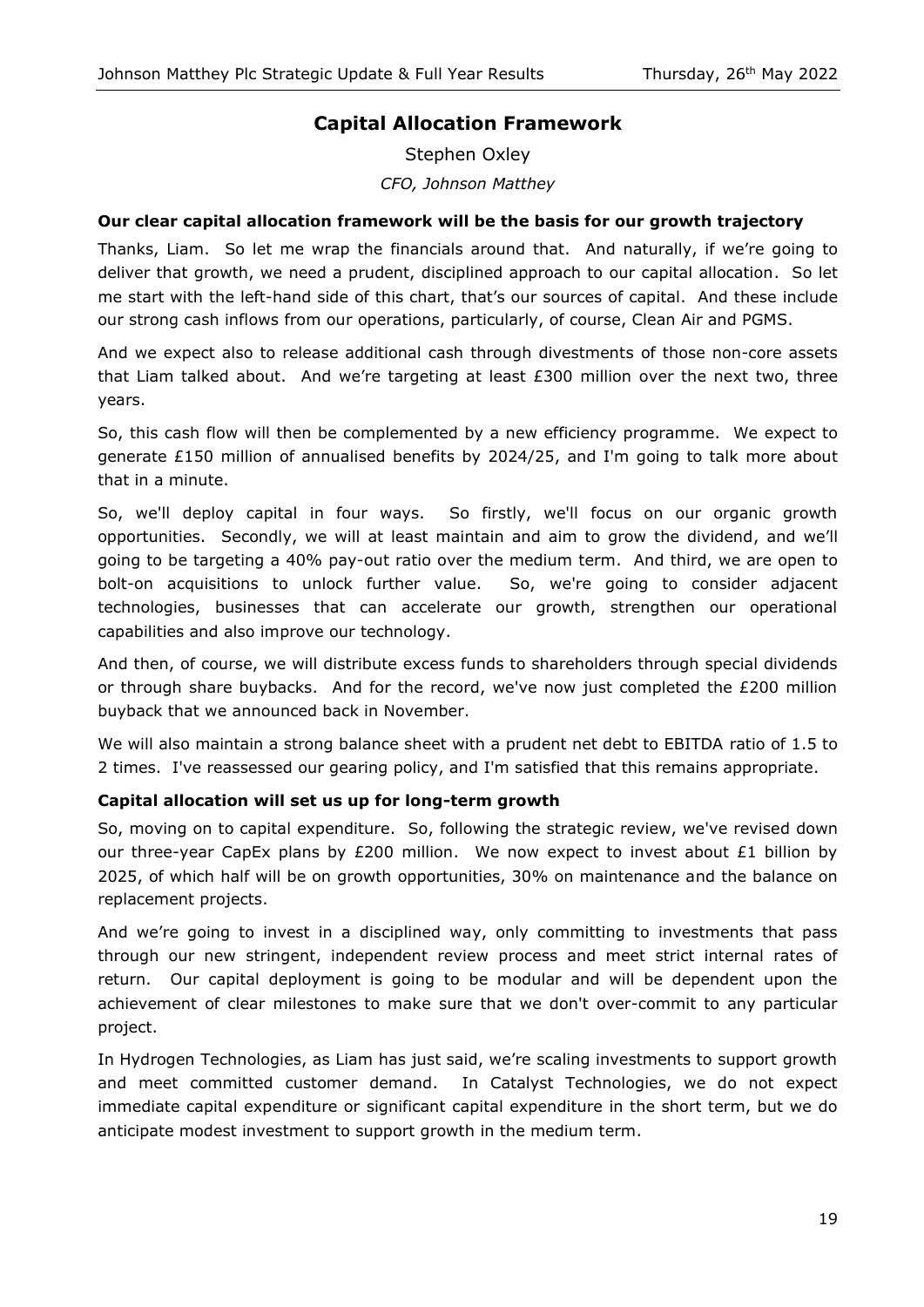## Capital Allocation Framework

Stephen Oxley

*CFO, Johnson Matthey*

### Our clear capital allocation framework will be the basis for our growth trajectory

Thanks, Liam. So let me wrap the financials around that. And naturally, if we're going to deliver that growth, we need a prudent, disciplined approach to our capital allocation. So let me start with the left-hand side of this chart, that's our sources of capital. And these include our strong cash inflows from our operations, particularly, of course, Clean Air and PGMS.

And we expect also to release additional cash through divestments of those non-core assets that Liam talked about. And we're targeting at least £300 million over the next two, three years.

So, this cash flow will then be complemented by a new efficiency programme. We expect to generate £150 million of annualised benefits by 2024/25, and I'm going to talk more about that in a minute.

So, we'll deploy capital in four ways. So firstly, we'll focus on our organic growth opportunities. Secondly, we will at least maintain and aim to grow the dividend, and we'll going to be targeting a 40% pay-out ratio over the medium term. And third, we are open to bolt-on acquisitions to unlock further value. So, we're going to consider adjacent technologies, businesses that can accelerate our growth, strengthen our operational capabilities and also improve our technology.

And then, of course, we will distribute excess funds to shareholders through special dividends or through share buybacks. And for the record, we've now just completed the £200 million buyback that we announced back in November.

We will also maintain a strong balance sheet with a prudent net debt to EBITDA ratio of 1.5 to 2 times. I've reassessed our gearing policy, and I'm satisfied that this remains appropriate.

### Capital allocation will set us up for long-term growth

So, moving on to capital expenditure. So, following the strategic review, we've revised down our three-year CapEx plans by £200 million. We now expect to invest about £1 billion by 2025, of which half will be on growth opportunities, 30% on maintenance and the balance on replacement projects.

And we're going to invest in a disciplined way, only committing to investments that pass through our new stringent, independent review process and meet strict internal rates of return. Our capital deployment is going to be modular and will be dependent upon the achievement of clear milestones to make sure that we don't over-commit to any particular project.

In Hydrogen Technologies, as Liam has just said, we're scaling investments to support growth and meet committed customer demand. In Catalyst Technologies, we do not expect immediate capital expenditure or significant capital expenditure in the short term, but we do anticipate modest investment to support growth in the medium term.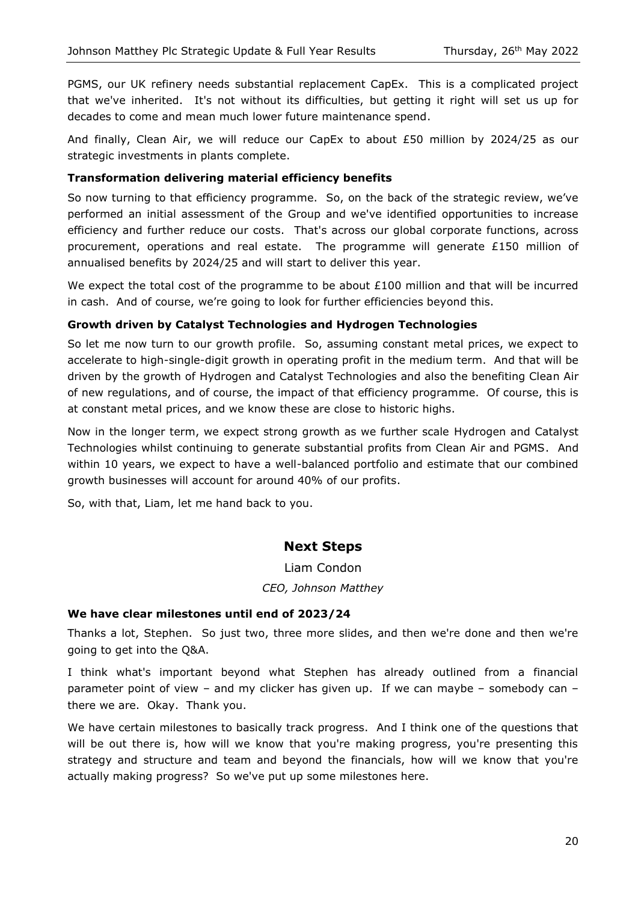PGMS, our UK refinery needs substantial replacement CapEx. This is a complicated project that we've inherited. It's not without its difficulties, but getting it right will set us up for decades to come and mean much lower future maintenance spend.

And finally, Clean Air, we will reduce our CapEx to about £50 million by 2024/25 as our strategic investments in plants complete.

**Transformation delivering material efficiency benefits**

So now turning to that efficiency programme. So, on the back of the strategic review, we've performed an initial assessment of the Group and we've identified opportunities to increase efficiency and further reduce our costs. That's across our global corporate functions, across procurement, operations and real estate. The programme will generate £150 million of annualised benefits by 2024/25 and will start to deliver this year.

We expect the total cost of the programme to be about £100 million and that will be incurred in cash. And of course, we're going to look for further efficiencies beyond this.

**Growth driven by Catalyst Technologies and Hydrogen Technologies**

So let me now turn to our growth profile. So, assuming constant metal prices, we expect to accelerate to high-single-digit growth in operating profit in the medium term. And that will be driven by the growth of Hydrogen and Catalyst Technologies and also the benefiting Clean Air of new regulations, and of course, the impact of that efficiency programme. Of course, this is at constant metal prices, and we know these are close to historic highs.

Now in the longer term, we expect strong growth as we further scale Hydrogen and Catalyst Technologies whilst continuing to generate substantial profits from Clean Air and PGMS. And within 10 years, we expect to have a well-balanced portfolio and estimate that our combined growth businesses will account for around 40% of our profits.

So, with that, Liam, let me hand back to you.

## Next Steps

Liam Condon

*CEO, Johnson Matthey*

**We have clear milestones until end of 2023/24**

Thanks a lot, Stephen. So just two, three more slides, and then we're done and then we're going to get into the Q&A.

I think what's important beyond what Stephen has already outlined from a financial parameter point of view – and my clicker has given up. If we can maybe – somebody can – there we are. Okay. Thank you.

We have certain milestones to basically track progress. And I think one of the questions that will be out there is, how will we know that you're making progress, you're presenting this strategy and structure and team and beyond the financials, how will we know that you're actually making progress? So we've put up some milestones here.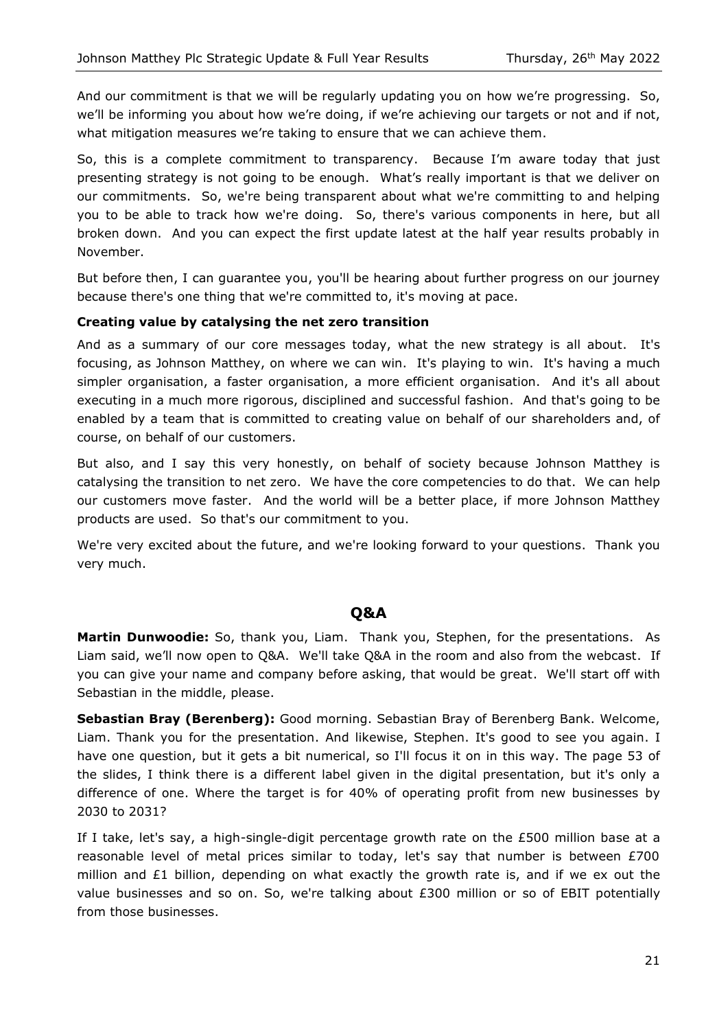And our commitment is that we will be regularly updating you on how we're progressing. So, we'll be informing you about how we're doing, if we're achieving our targets or not and if not, what mitigation measures we're taking to ensure that we can achieve them.

So, this is a complete commitment to transparency. Because I'm aware today that just presenting strategy is not going to be enough. What's really important is that we deliver on our commitments. So, we're being transparent about what we're committing to and helping you to be able to track how we're doing. So, there's various components in here, but all broken down. And you can expect the first update latest at the half year results probably in November.

But before then, I can guarantee you, you'll be hearing about further progress on our journey because there's one thing that we're committed to, it's moving at pace.

**Creating value by catalysing the net zero transition**

And as a summary of our core messages today, what the new strategy is all about. It's focusing, as Johnson Matthey, on where we can win. It's playing to win. It's having a much simpler organisation, a faster organisation, a more efficient organisation. And it's all about executing in a much more rigorous, disciplined and successful fashion. And that's going to be enabled by a team that is committed to creating value on behalf of our shareholders and, of course, on behalf of our customers.

But also, and I say this very honestly, on behalf of society because Johnson Matthey is catalysing the transition to net zero. We have the core competencies to do that. We can help our customers move faster. And the world will be a better place, if more Johnson Matthey products are used. So that's our commitment to you.

We're very excited about the future, and we're looking forward to your questions. Thank you very much.

## Q&A

**Martin Dunwoodie:** So, thank you, Liam. Thank you, Stephen, for the presentations. As Liam said, we'll now open to Q&A. We'll take Q&A in the room and also from the webcast. If you can give your name and company before asking, that would be great. We'll start off with Sebastian in the middle, please.

**Sebastian Bray (Berenberg):** Good morning. Sebastian Bray of Berenberg Bank. Welcome, Liam. Thank you for the presentation. And likewise, Stephen. It's good to see you again. I have one question, but it gets a bit numerical, so I'll focus it on in this way. The page 53 of the slides, I think there is a different label given in the digital presentation, but it's only a difference of one. Where the target is for 40% of operating profit from new businesses by 2030 to 2031?

If I take, let's say, a high-single-digit percentage growth rate on the £500 million base at a reasonable level of metal prices similar to today, let's say that number is between £700 million and £1 billion, depending on what exactly the growth rate is, and if we ex out the value businesses and so on. So, we're talking about £300 million or so of EBIT potentially from those businesses.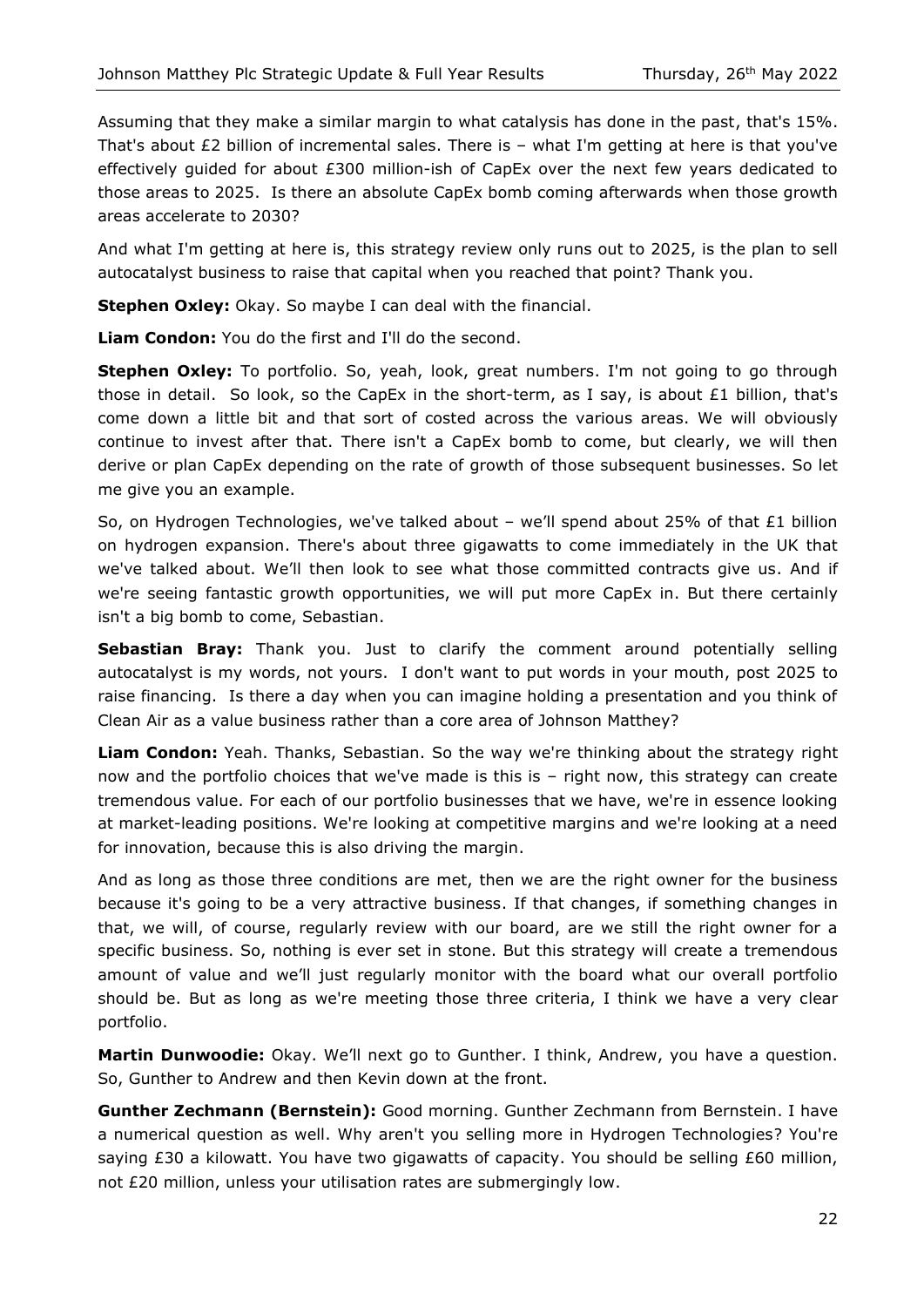Assuming that they make a similar margin to what catalysis has done in the past, that's 15%. That's about £2 billion of incremental sales. There is – what I'm getting at here is that you've effectively guided for about £300 million-ish of CapEx over the next few years dedicated to those areas to 2025. Is there an absolute CapEx bomb coming afterwards when those growth areas accelerate to 2030?

And what I'm getting at here is, this strategy review only runs out to 2025, is the plan to sell autocatalyst business to raise that capital when you reached that point? Thank you.

**Stephen Oxley:** Okay. So maybe I can deal with the financial.

**Liam Condon:** You do the first and I'll do the second.

**Stephen Oxley:** To portfolio. So, yeah, look, great numbers. I'm not going to go through those in detail. So look, so the CapEx in the short-term, as I say, is about £1 billion, that's come down a little bit and that sort of costed across the various areas. We will obviously continue to invest after that. There isn't a CapEx bomb to come, but clearly, we will then derive or plan CapEx depending on the rate of growth of those subsequent businesses. So let me give you an example.

So, on Hydrogen Technologies, we've talked about – we'll spend about 25% of that £1 billion on hydrogen expansion. There's about three gigawatts to come immediately in the UK that we've talked about. We'll then look to see what those committed contracts give us. And if we're seeing fantastic growth opportunities, we will put more CapEx in. But there certainly isn't a big bomb to come, Sebastian.

**Sebastian Bray:** Thank you. Just to clarify the comment around potentially selling autocatalyst is my words, not yours. I don't want to put words in your mouth, post 2025 to raise financing. Is there a day when you can imagine holding a presentation and you think of Clean Air as a value business rather than a core area of Johnson Matthey?

**Liam Condon:** Yeah. Thanks, Sebastian. So the way we're thinking about the strategy right now and the portfolio choices that we've made is this is – right now, this strategy can create tremendous value. For each of our portfolio businesses that we have, we're in essence looking at market-leading positions. We're looking at competitive margins and we're looking at a need for innovation, because this is also driving the margin.

And as long as those three conditions are met, then we are the right owner for the business because it's going to be a very attractive business. If that changes, if something changes in that, we will, of course, regularly review with our board, are we still the right owner for a specific business. So, nothing is ever set in stone. But this strategy will create a tremendous amount of value and we'll just regularly monitor with the board what our overall portfolio should be. But as long as we're meeting those three criteria, I think we have a very clear portfolio.

**Martin Dunwoodie:** Okay. We'll next go to Gunther. I think, Andrew, you have a question. So, Gunther to Andrew and then Kevin down at the front.

**Gunther Zechmann (Bernstein):** Good morning. Gunther Zechmann from Bernstein. I have a numerical question as well. Why aren't you selling more in Hydrogen Technologies? You're saying £30 a kilowatt. You have two gigawatts of capacity. You should be selling £60 million, not £20 million, unless your utilisation rates are submergingly low.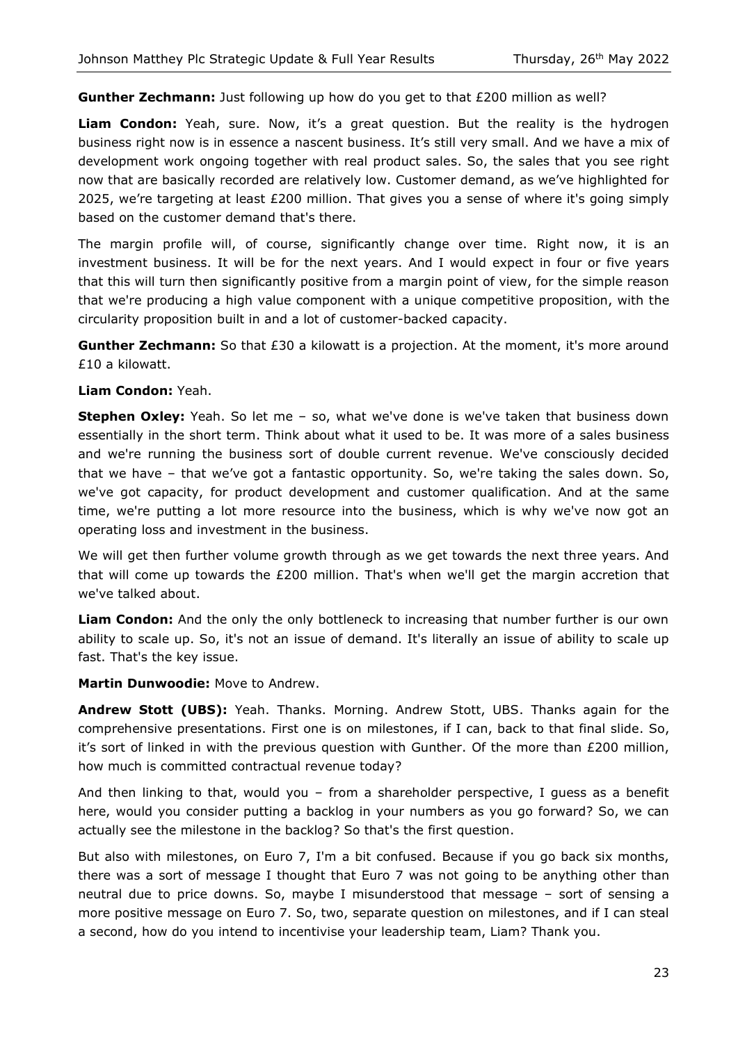**Gunther Zechmann:** Just following up how do you get to that £200 million as well?

**Liam Condon:** Yeah, sure. Now, it's a great question. But the reality is the hydrogen business right now is in essence a nascent business. It's still very small. And we have a mix of development work ongoing together with real product sales. So, the sales that you see right now that are basically recorded are relatively low. Customer demand, as we've highlighted for 2025, we're targeting at least £200 million. That gives you a sense of where it's going simply based on the customer demand that's there.

The margin profile will, of course, significantly change over time. Right now, it is an investment business. It will be for the next years. And I would expect in four or five years that this will turn then significantly positive from a margin point of view, for the simple reason that we're producing a high value component with a unique competitive proposition, with the circularity proposition built in and a lot of customer-backed capacity.

**Gunther Zechmann:** So that £30 a kilowatt is a projection. At the moment, it's more around £10 a kilowatt.

**Liam Condon:** Yeah.

**Stephen Oxley:** Yeah. So let me – so, what we've done is we've taken that business down essentially in the short term. Think about what it used to be. It was more of a sales business and we're running the business sort of double current revenue. We've consciously decided that we have – that we've got a fantastic opportunity. So, we're taking the sales down. So, we've got capacity, for product development and customer qualification. And at the same time, we're putting a lot more resource into the business, which is why we've now got an operating loss and investment in the business.

We will get then further volume growth through as we get towards the next three years. And that will come up towards the £200 million. That's when we'll get the margin accretion that we've talked about.

**Liam Condon:** And the only the only bottleneck to increasing that number further is our own ability to scale up. So, it's not an issue of demand. It's literally an issue of ability to scale up fast. That's the key issue.

**Martin Dunwoodie:** Move to Andrew.

**Andrew Stott (UBS):** Yeah. Thanks. Morning. Andrew Stott, UBS. Thanks again for the comprehensive presentations. First one is on milestones, if I can, back to that final slide. So, it's sort of linked in with the previous question with Gunther. Of the more than £200 million, how much is committed contractual revenue today?

And then linking to that, would you – from a shareholder perspective, I guess as a benefit here, would you consider putting a backlog in your numbers as you go forward? So, we can actually see the milestone in the backlog? So that's the first question.

But also with milestones, on Euro 7, I'm a bit confused. Because if you go back six months, there was a sort of message I thought that Euro 7 was not going to be anything other than neutral due to price downs. So, maybe I misunderstood that message – sort of sensing a more positive message on Euro 7. So, two, separate question on milestones, and if I can steal a second, how do you intend to incentivise your leadership team, Liam? Thank you.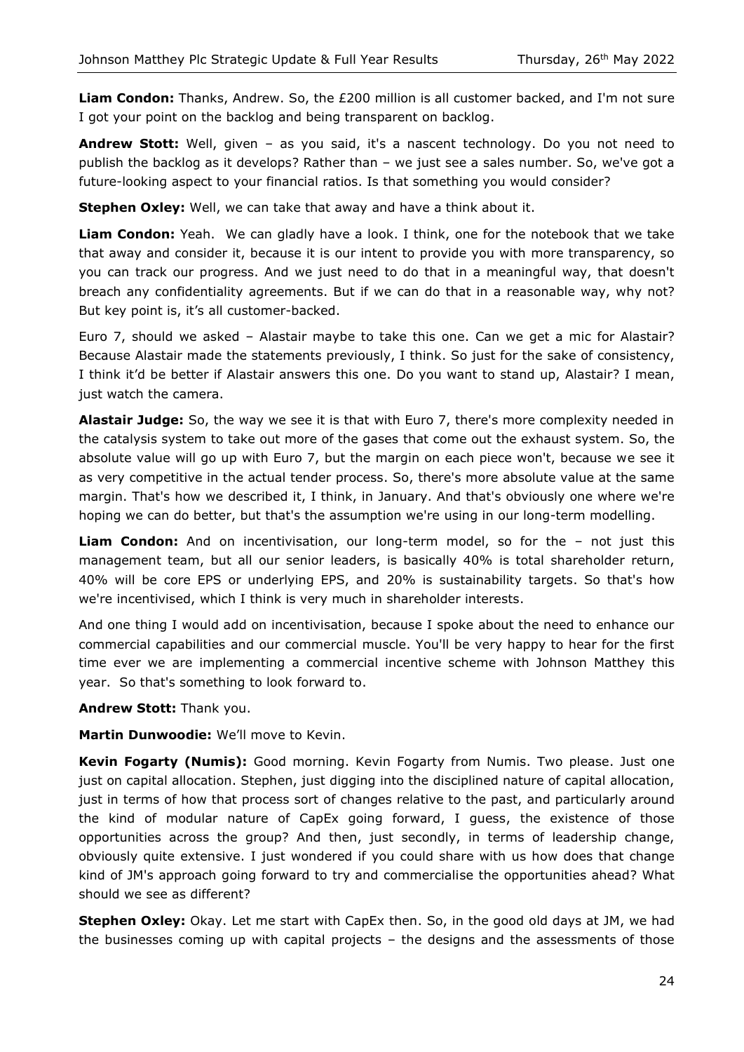**Liam Condon:** Thanks, Andrew. So, the £200 million is all customer backed, and I'm not sure I got your point on the backlog and being transparent on backlog.

**Andrew Stott:** Well, given – as you said, it's a nascent technology. Do you not need to publish the backlog as it develops? Rather than – we just see a sales number. So, we've got a future-looking aspect to your financial ratios. Is that something you would consider?

**Stephen Oxley:** Well, we can take that away and have a think about it.

**Liam Condon:** Yeah. We can gladly have a look. I think, one for the notebook that we take that away and consider it, because it is our intent to provide you with more transparency, so you can track our progress. And we just need to do that in a meaningful way, that doesn't breach any confidentiality agreements. But if we can do that in a reasonable way, why not? But key point is, it's all customer-backed.

Euro 7, should we asked – Alastair maybe to take this one. Can we get a mic for Alastair? Because Alastair made the statements previously, I think. So just for the sake of consistency, I think it'd be better if Alastair answers this one. Do you want to stand up, Alastair? I mean, just watch the camera.

**Alastair Judge:** So, the way we see it is that with Euro 7, there's more complexity needed in the catalysis system to take out more of the gases that come out the exhaust system. So, the absolute value will go up with Euro 7, but the margin on each piece won't, because we see it as very competitive in the actual tender process. So, there's more absolute value at the same margin. That's how we described it, I think, in January. And that's obviously one where we're hoping we can do better, but that's the assumption we're using in our long-term modelling.

**Liam Condon:** And on incentivisation, our long-term model, so for the – not just this management team, but all our senior leaders, is basically 40% is total shareholder return, 40% will be core EPS or underlying EPS, and 20% is sustainability targets. So that's how we're incentivised, which I think is very much in shareholder interests.

And one thing I would add on incentivisation, because I spoke about the need to enhance our commercial capabilities and our commercial muscle. You'll be very happy to hear for the first time ever we are implementing a commercial incentive scheme with Johnson Matthey this year. So that's something to look forward to.

**Andrew Stott:** Thank you.

**Martin Dunwoodie:** We'll move to Kevin.

**Kevin Fogarty (Numis):** Good morning. Kevin Fogarty from Numis. Two please. Just one just on capital allocation. Stephen, just digging into the disciplined nature of capital allocation, just in terms of how that process sort of changes relative to the past, and particularly around the kind of modular nature of CapEx going forward, I guess, the existence of those opportunities across the group? And then, just secondly, in terms of leadership change, obviously quite extensive. I just wondered if you could share with us how does that change kind of JM's approach going forward to try and commercialise the opportunities ahead? What should we see as different?

**Stephen Oxley:** Okay. Let me start with CapEx then. So, in the good old days at JM, we had the businesses coming up with capital projects – the designs and the assessments of those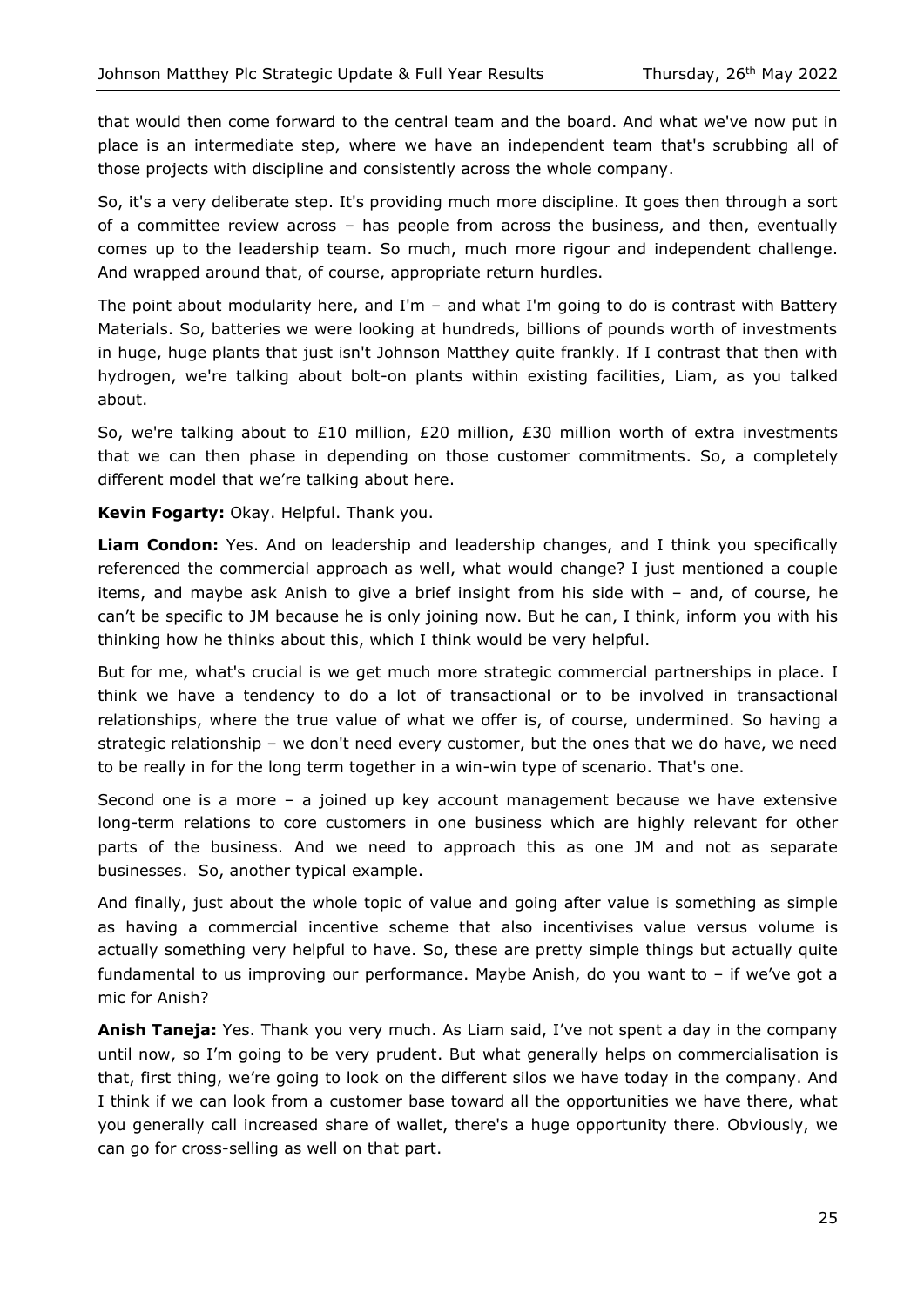that would then come forward to the central team and the board. And what we've now put in place is an intermediate step, where we have an independent team that's scrubbing all of those projects with discipline and consistently across the whole company.

So, it's a very deliberate step. It's providing much more discipline. It goes then through a sort of a committee review across – has people from across the business, and then, eventually comes up to the leadership team. So much, much more rigour and independent challenge. And wrapped around that, of course, appropriate return hurdles.

The point about modularity here, and I'm – and what I'm going to do is contrast with Battery Materials. So, batteries we were looking at hundreds, billions of pounds worth of investments in huge, huge plants that just isn't Johnson Matthey quite frankly. If I contrast that then with hydrogen, we're talking about bolt-on plants within existing facilities, Liam, as you talked about.

So, we're talking about to £10 million, £20 million, £30 million worth of extra investments that we can then phase in depending on those customer commitments. So, a completely different model that we're talking about here.

**Kevin Fogarty:** Okay. Helpful. Thank you.

**Liam Condon:** Yes. And on leadership and leadership changes, and I think you specifically referenced the commercial approach as well, what would change? I just mentioned a couple items, and maybe ask Anish to give a brief insight from his side with – and, of course, he can't be specific to JM because he is only joining now. But he can, I think, inform you with his thinking how he thinks about this, which I think would be very helpful.

But for me, what's crucial is we get much more strategic commercial partnerships in place. I think we have a tendency to do a lot of transactional or to be involved in transactional relationships, where the true value of what we offer is, of course, undermined. So having a strategic relationship – we don't need every customer, but the ones that we do have, we need to be really in for the long term together in a win-win type of scenario. That's one.

Second one is a more – a joined up key account management because we have extensive long-term relations to core customers in one business which are highly relevant for other parts of the business. And we need to approach this as one JM and not as separate businesses. So, another typical example.

And finally, just about the whole topic of value and going after value is something as simple as having a commercial incentive scheme that also incentivises value versus volume is actually something very helpful to have. So, these are pretty simple things but actually quite fundamental to us improving our performance. Maybe Anish, do you want to – if we've got a mic for Anish?

**Anish Taneja:** Yes. Thank you very much. As Liam said, I've not spent a day in the company until now, so I'm going to be very prudent. But what generally helps on commercialisation is that, first thing, we're going to look on the different silos we have today in the company. And I think if we can look from a customer base toward all the opportunities we have there, what you generally call increased share of wallet, there's a huge opportunity there. Obviously, we can go for cross-selling as well on that part.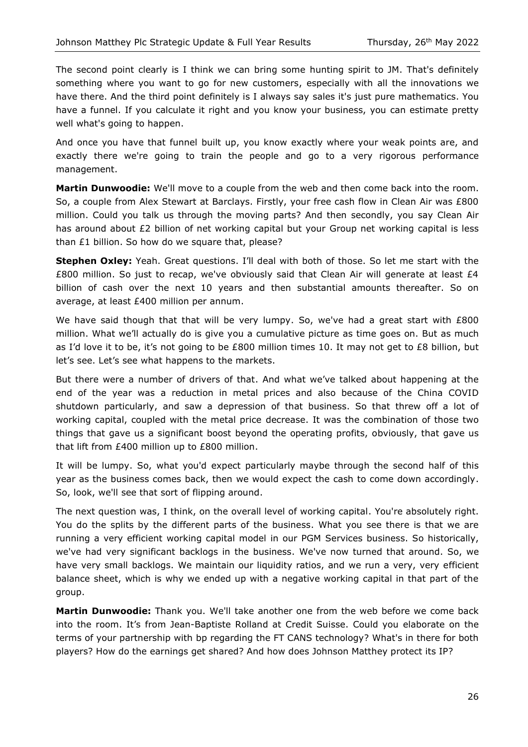The second point clearly is I think we can bring some hunting spirit to JM. That's definitely something where you want to go for new customers, especially with all the innovations we have there. And the third point definitely is I always say sales it's just pure mathematics. You have a funnel. If you calculate it right and you know your business, you can estimate pretty well what's going to happen.

And once you have that funnel built up, you know exactly where your weak points are, and exactly there we're going to train the people and go to a very rigorous performance management.

**Martin Dunwoodie:** We'll move to a couple from the web and then come back into the room. So, a couple from Alex Stewart at Barclays. Firstly, your free cash flow in Clean Air was £800 million. Could you talk us through the moving parts? And then secondly, you say Clean Air has around about £2 billion of net working capital but your Group net working capital is less than £1 billion. So how do we square that, please?

**Stephen Oxley:** Yeah. Great questions. I'll deal with both of those. So let me start with the £800 million. So just to recap, we've obviously said that Clean Air will generate at least £4 billion of cash over the next 10 years and then substantial amounts thereafter. So on average, at least £400 million per annum.

We have said though that that will be very lumpy. So, we've had a great start with £800 million. What we'll actually do is give you a cumulative picture as time goes on. But as much as I'd love it to be, it's not going to be £800 million times 10. It may not get to £8 billion, but let's see. Let's see what happens to the markets.

But there were a number of drivers of that. And what we've talked about happening at the end of the year was a reduction in metal prices and also because of the China COVID shutdown particularly, and saw a depression of that business. So that threw off a lot of working capital, coupled with the metal price decrease. It was the combination of those two things that gave us a significant boost beyond the operating profits, obviously, that gave us that lift from £400 million up to £800 million.

It will be lumpy. So, what you'd expect particularly maybe through the second half of this year as the business comes back, then we would expect the cash to come down accordingly. So, look, we'll see that sort of flipping around.

The next question was, I think, on the overall level of working capital. You're absolutely right. You do the splits by the different parts of the business. What you see there is that we are running a very efficient working capital model in our PGM Services business. So historically, we've had very significant backlogs in the business. We've now turned that around. So, we have very small backlogs. We maintain our liquidity ratios, and we run a very, very efficient balance sheet, which is why we ended up with a negative working capital in that part of the group.

**Martin Dunwoodie:** Thank you. We'll take another one from the web before we come back into the room. It's from Jean-Baptiste Rolland at Credit Suisse. Could you elaborate on the terms of your partnership with bp regarding the FT CANS technology? What's in there for both players? How do the earnings get shared? And how does Johnson Matthey protect its IP?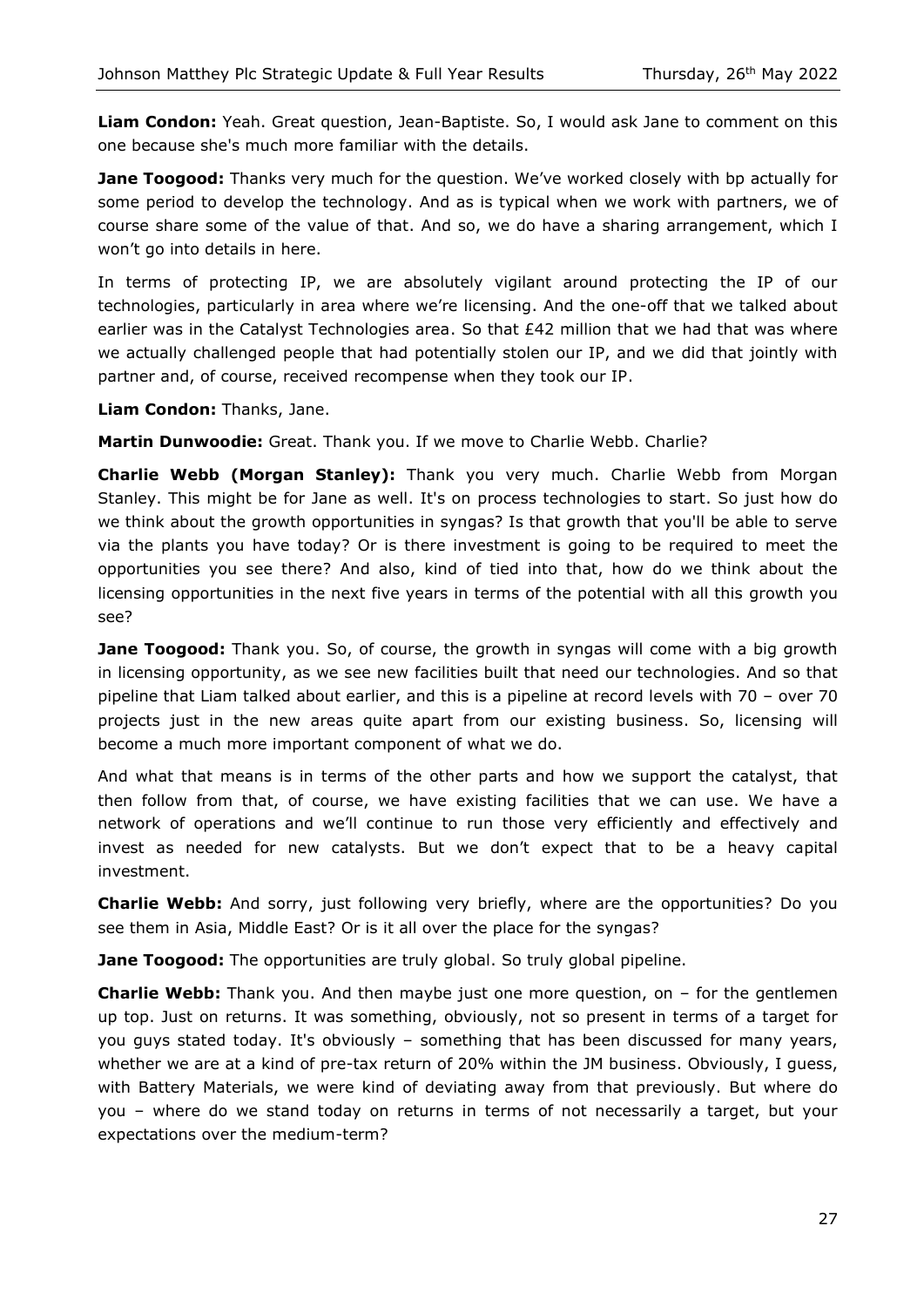**Liam Condon:** Yeah. Great question, Jean-Baptiste. So, I would ask Jane to comment on this one because she's much more familiar with the details.

**Jane Toogood:** Thanks very much for the question. We've worked closely with bp actually for some period to develop the technology. And as is typical when we work with partners, we of course share some of the value of that. And so, we do have a sharing arrangement, which I won't go into details in here.

In terms of protecting IP, we are absolutely vigilant around protecting the IP of our technologies, particularly in area where we're licensing. And the one-off that we talked about earlier was in the Catalyst Technologies area. So that £42 million that we had that was where we actually challenged people that had potentially stolen our IP, and we did that jointly with partner and, of course, received recompense when they took our IP.

**Liam Condon:** Thanks, Jane.

**Martin Dunwoodie:** Great. Thank you. If we move to Charlie Webb. Charlie?

**Charlie Webb (Morgan Stanley):** Thank you very much. Charlie Webb from Morgan Stanley. This might be for Jane as well. It's on process technologies to start. So just how do we think about the growth opportunities in syngas? Is that growth that you'll be able to serve via the plants you have today? Or is there investment is going to be required to meet the opportunities you see there? And also, kind of tied into that, how do we think about the licensing opportunities in the next five years in terms of the potential with all this growth you see?

**Jane Toogood:** Thank you. So, of course, the growth in syngas will come with a big growth in licensing opportunity, as we see new facilities built that need our technologies. And so that pipeline that Liam talked about earlier, and this is a pipeline at record levels with 70 – over 70 projects just in the new areas quite apart from our existing business. So, licensing will become a much more important component of what we do.

And what that means is in terms of the other parts and how we support the catalyst, that then follow from that, of course, we have existing facilities that we can use. We have a network of operations and we'll continue to run those very efficiently and effectively and invest as needed for new catalysts. But we don't expect that to be a heavy capital investment.

**Charlie Webb:** And sorry, just following very briefly, where are the opportunities? Do you see them in Asia, Middle East? Or is it all over the place for the syngas?

**Jane Toogood:** The opportunities are truly global. So truly global pipeline.

**Charlie Webb:** Thank you. And then maybe just one more question, on – for the gentlemen up top. Just on returns. It was something, obviously, not so present in terms of a target for you guys stated today. It's obviously – something that has been discussed for many years, whether we are at a kind of pre-tax return of 20% within the JM business. Obviously, I guess, with Battery Materials, we were kind of deviating away from that previously. But where do you – where do we stand today on returns in terms of not necessarily a target, but your expectations over the medium-term?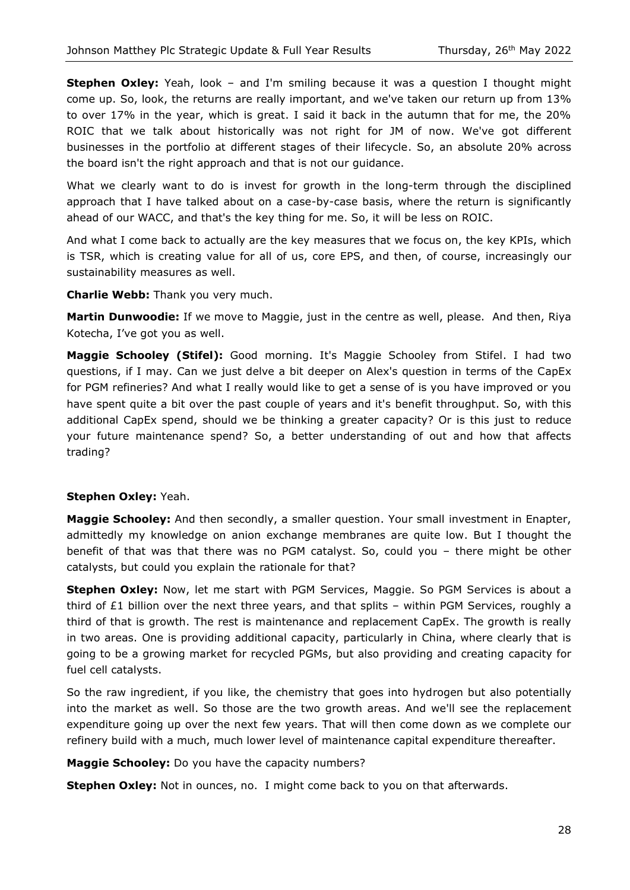**Stephen Oxley:** Yeah, look – and I'm smiling because it was a question I thought might come up. So, look, the returns are really important, and we've taken our return up from 13% to over 17% in the year, which is great. I said it back in the autumn that for me, the 20% ROIC that we talk about historically was not right for JM of now. We've got different businesses in the portfolio at different stages of their lifecycle. So, an absolute 20% across the board isn't the right approach and that is not our guidance.

What we clearly want to do is invest for growth in the long-term through the disciplined approach that I have talked about on a case-by-case basis, where the return is significantly ahead of our WACC, and that's the key thing for me. So, it will be less on ROIC.

And what I come back to actually are the key measures that we focus on, the key KPIs, which is TSR, which is creating value for all of us, core EPS, and then, of course, increasingly our sustainability measures as well.

**Charlie Webb:** Thank you very much.

**Martin Dunwoodie:** If we move to Maggie, just in the centre as well, please. And then, Riya Kotecha, I've got you as well.

**Maggie Schooley (Stifel):** Good morning. It's Maggie Schooley from Stifel. I had two questions, if I may. Can we just delve a bit deeper on Alex's question in terms of the CapEx for PGM refineries? And what I really would like to get a sense of is you have improved or you have spent quite a bit over the past couple of years and it's benefit throughput. So, with this additional CapEx spend, should we be thinking a greater capacity? Or is this just to reduce your future maintenance spend? So, a better understanding of out and how that affects trading?

**Stephen Oxley:** Yeah.

**Maggie Schooley:** And then secondly, a smaller question. Your small investment in Enapter, admittedly my knowledge on anion exchange membranes are quite low. But I thought the benefit of that was that there was no PGM catalyst. So, could you – there might be other catalysts, but could you explain the rationale for that?

**Stephen Oxley:** Now, let me start with PGM Services, Maggie. So PGM Services is about a third of £1 billion over the next three years, and that splits – within PGM Services, roughly a third of that is growth. The rest is maintenance and replacement CapEx. The growth is really in two areas. One is providing additional capacity, particularly in China, where clearly that is going to be a growing market for recycled PGMs, but also providing and creating capacity for fuel cell catalysts.

So the raw ingredient, if you like, the chemistry that goes into hydrogen but also potentially into the market as well. So those are the two growth areas. And we'll see the replacement expenditure going up over the next few years. That will then come down as we complete our refinery build with a much, much lower level of maintenance capital expenditure thereafter.

**Maggie Schooley:** Do you have the capacity numbers?

**Stephen Oxley:** Not in ounces, no. I might come back to you on that afterwards.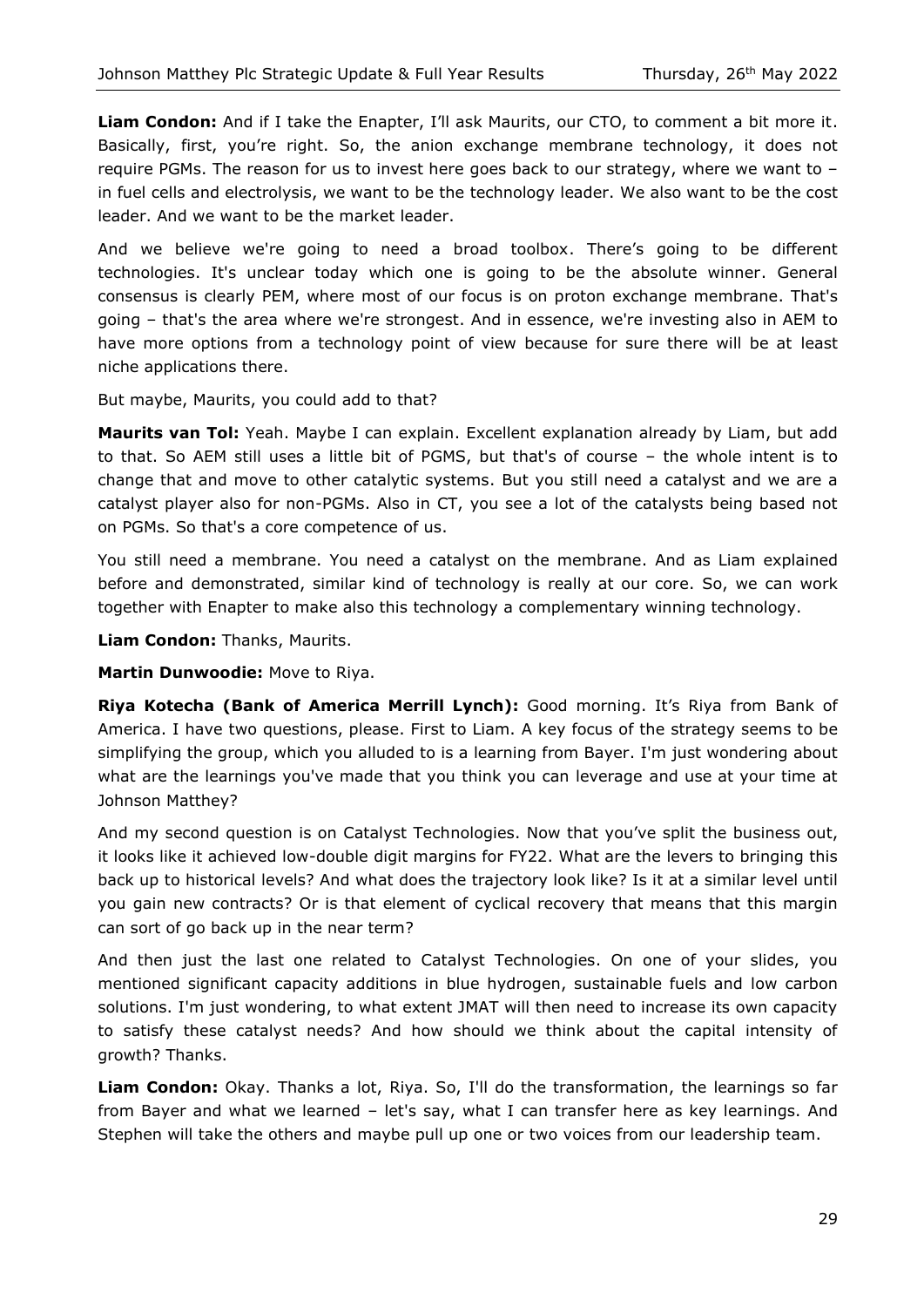**Liam Condon:** And if I take the Enapter, I'll ask Maurits, our CTO, to comment a bit more it. Basically, first, you're right. So, the anion exchange membrane technology, it does not require PGMs. The reason for us to invest here goes back to our strategy, where we want to – in fuel cells and electrolysis, we want to be the technology leader. We also want to be the cost leader. And we want to be the market leader.

And we believe we're going to need a broad toolbox. There's going to be different technologies. It's unclear today which one is going to be the absolute winner. General consensus is clearly PEM, where most of our focus is on proton exchange membrane. That's going – that's the area where we're strongest. And in essence, we're investing also in AEM to have more options from a technology point of view because for sure there will be at least niche applications there.

But maybe, Maurits, you could add to that?

**Maurits van Tol:** Yeah. Maybe I can explain. Excellent explanation already by Liam, but add to that. So AEM still uses a little bit of PGMS, but that's of course – the whole intent is to change that and move to other catalytic systems. But you still need a catalyst and we are a catalyst player also for non-PGMs. Also in CT, you see a lot of the catalysts being based not on PGMs. So that's a core competence of us.

You still need a membrane. You need a catalyst on the membrane. And as Liam explained before and demonstrated, similar kind of technology is really at our core. So, we can work together with Enapter to make also this technology a complementary winning technology.

**Liam Condon:** Thanks, Maurits.

**Martin Dunwoodie:** Move to Riya.

**Riya Kotecha (Bank of America Merrill Lynch):** Good morning. It's Riya from Bank of America. I have two questions, please. First to Liam. A key focus of the strategy seems to be simplifying the group, which you alluded to is a learning from Bayer. I'm just wondering about what are the learnings you've made that you think you can leverage and use at your time at Johnson Matthey?

And my second question is on Catalyst Technologies. Now that you've split the business out, it looks like it achieved low-double digit margins for FY22. What are the levers to bringing this back up to historical levels? And what does the trajectory look like? Is it at a similar level until you gain new contracts? Or is that element of cyclical recovery that means that this margin can sort of go back up in the near term?

And then just the last one related to Catalyst Technologies. On one of your slides, you mentioned significant capacity additions in blue hydrogen, sustainable fuels and low carbon solutions. I'm just wondering, to what extent JMAT will then need to increase its own capacity to satisfy these catalyst needs? And how should we think about the capital intensity of growth? Thanks.

**Liam Condon:** Okay. Thanks a lot, Riya. So, I'll do the transformation, the learnings so far from Bayer and what we learned – let's say, what I can transfer here as key learnings. And Stephen will take the others and maybe pull up one or two voices from our leadership team.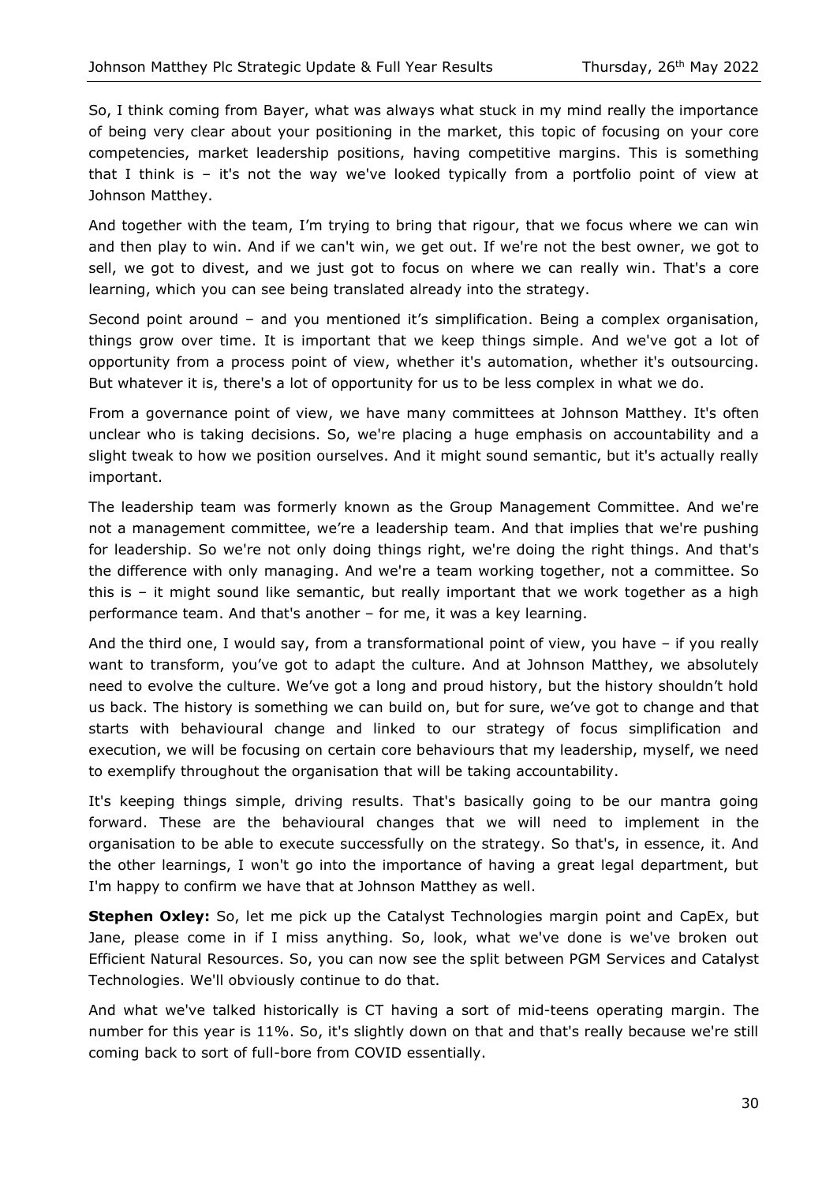So, I think coming from Bayer, what was always what stuck in my mind really the importance of being very clear about your positioning in the market, this topic of focusing on your core competencies, market leadership positions, having competitive margins. This is something that I think is – it's not the way we've looked typically from a portfolio point of view at Johnson Matthey.

And together with the team, I'm trying to bring that rigour, that we focus where we can win and then play to win. And if we can't win, we get out. If we're not the best owner, we got to sell, we got to divest, and we just got to focus on where we can really win. That's a core learning, which you can see being translated already into the strategy.

Second point around – and you mentioned it's simplification. Being a complex organisation, things grow over time. It is important that we keep things simple. And we've got a lot of opportunity from a process point of view, whether it's automation, whether it's outsourcing. But whatever it is, there's a lot of opportunity for us to be less complex in what we do.

From a governance point of view, we have many committees at Johnson Matthey. It's often unclear who is taking decisions. So, we're placing a huge emphasis on accountability and a slight tweak to how we position ourselves. And it might sound semantic, but it's actually really important.

The leadership team was formerly known as the Group Management Committee. And we're not a management committee, we're a leadership team. And that implies that we're pushing for leadership. So we're not only doing things right, we're doing the right things. And that's the difference with only managing. And we're a team working together, not a committee. So this is – it might sound like semantic, but really important that we work together as a high performance team. And that's another – for me, it was a key learning.

And the third one, I would say, from a transformational point of view, you have – if you really want to transform, you've got to adapt the culture. And at Johnson Matthey, we absolutely need to evolve the culture. We've got a long and proud history, but the history shouldn't hold us back. The history is something we can build on, but for sure, we've got to change and that starts with behavioural change and linked to our strategy of focus simplification and execution, we will be focusing on certain core behaviours that my leadership, myself, we need to exemplify throughout the organisation that will be taking accountability.

It's keeping things simple, driving results. That's basically going to be our mantra going forward. These are the behavioural changes that we will need to implement in the organisation to be able to execute successfully on the strategy. So that's, in essence, it. And the other learnings, I won't go into the importance of having a great legal department, but I'm happy to confirm we have that at Johnson Matthey as well.

**Stephen Oxley:** So, let me pick up the Catalyst Technologies margin point and CapEx, but Jane, please come in if I miss anything. So, look, what we've done is we've broken out Efficient Natural Resources. So, you can now see the split between PGM Services and Catalyst Technologies. We'll obviously continue to do that.

And what we've talked historically is CT having a sort of mid-teens operating margin. The number for this year is 11%. So, it's slightly down on that and that's really because we're still coming back to sort of full-bore from COVID essentially.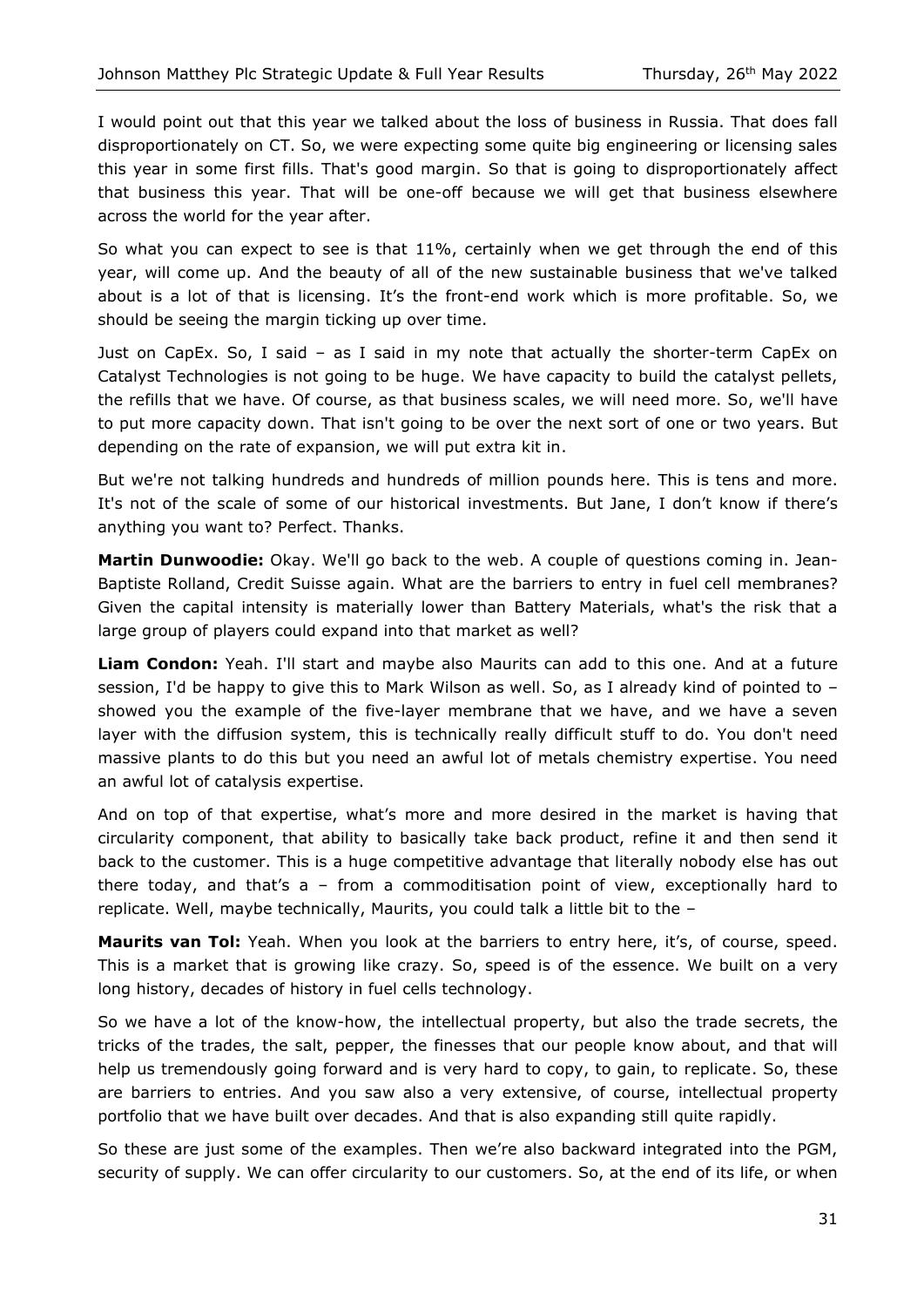I would point out that this year we talked about the loss of business in Russia. That does fall disproportionately on CT. So, we were expecting some quite big engineering or licensing sales this year in some first fills. That's good margin. So that is going to disproportionately affect that business this year. That will be one-off because we will get that business elsewhere across the world for the year after.

So what you can expect to see is that 11%, certainly when we get through the end of this year, will come up. And the beauty of all of the new sustainable business that we've talked about is a lot of that is licensing. It's the front-end work which is more profitable. So, we should be seeing the margin ticking up over time.

Just on CapEx. So, I said – as I said in my note that actually the shorter-term CapEx on Catalyst Technologies is not going to be huge. We have capacity to build the catalyst pellets, the refills that we have. Of course, as that business scales, we will need more. So, we'll have to put more capacity down. That isn't going to be over the next sort of one or two years. But depending on the rate of expansion, we will put extra kit in.

But we're not talking hundreds and hundreds of million pounds here. This is tens and more. It's not of the scale of some of our historical investments. But Jane, I don't know if there's anything you want to? Perfect. Thanks.

**Martin Dunwoodie:** Okay. We'll go back to the web. A couple of questions coming in. Jean-Baptiste Rolland, Credit Suisse again. What are the barriers to entry in fuel cell membranes? Given the capital intensity is materially lower than Battery Materials, what's the risk that a large group of players could expand into that market as well?

**Liam Condon:** Yeah. I'll start and maybe also Maurits can add to this one. And at a future session, I'd be happy to give this to Mark Wilson as well. So, as I already kind of pointed to – showed you the example of the five-layer membrane that we have, and we have a seven layer with the diffusion system, this is technically really difficult stuff to do. You don't need massive plants to do this but you need an awful lot of metals chemistry expertise. You need an awful lot of catalysis expertise.

And on top of that expertise, what's more and more desired in the market is having that circularity component, that ability to basically take back product, refine it and then send it back to the customer. This is a huge competitive advantage that literally nobody else has out there today, and that's a – from a commoditisation point of view, exceptionally hard to replicate. Well, maybe technically, Maurits, you could talk a little bit to the –

**Maurits van Tol:** Yeah. When you look at the barriers to entry here, it's, of course, speed. This is a market that is growing like crazy. So, speed is of the essence. We built on a very long history, decades of history in fuel cells technology.

So we have a lot of the know-how, the intellectual property, but also the trade secrets, the tricks of the trades, the salt, pepper, the finesses that our people know about, and that will help us tremendously going forward and is very hard to copy, to gain, to replicate. So, these are barriers to entries. And you saw also a very extensive, of course, intellectual property portfolio that we have built over decades. And that is also expanding still quite rapidly.

So these are just some of the examples. Then we're also backward integrated into the PGM, security of supply. We can offer circularity to our customers. So, at the end of its life, or when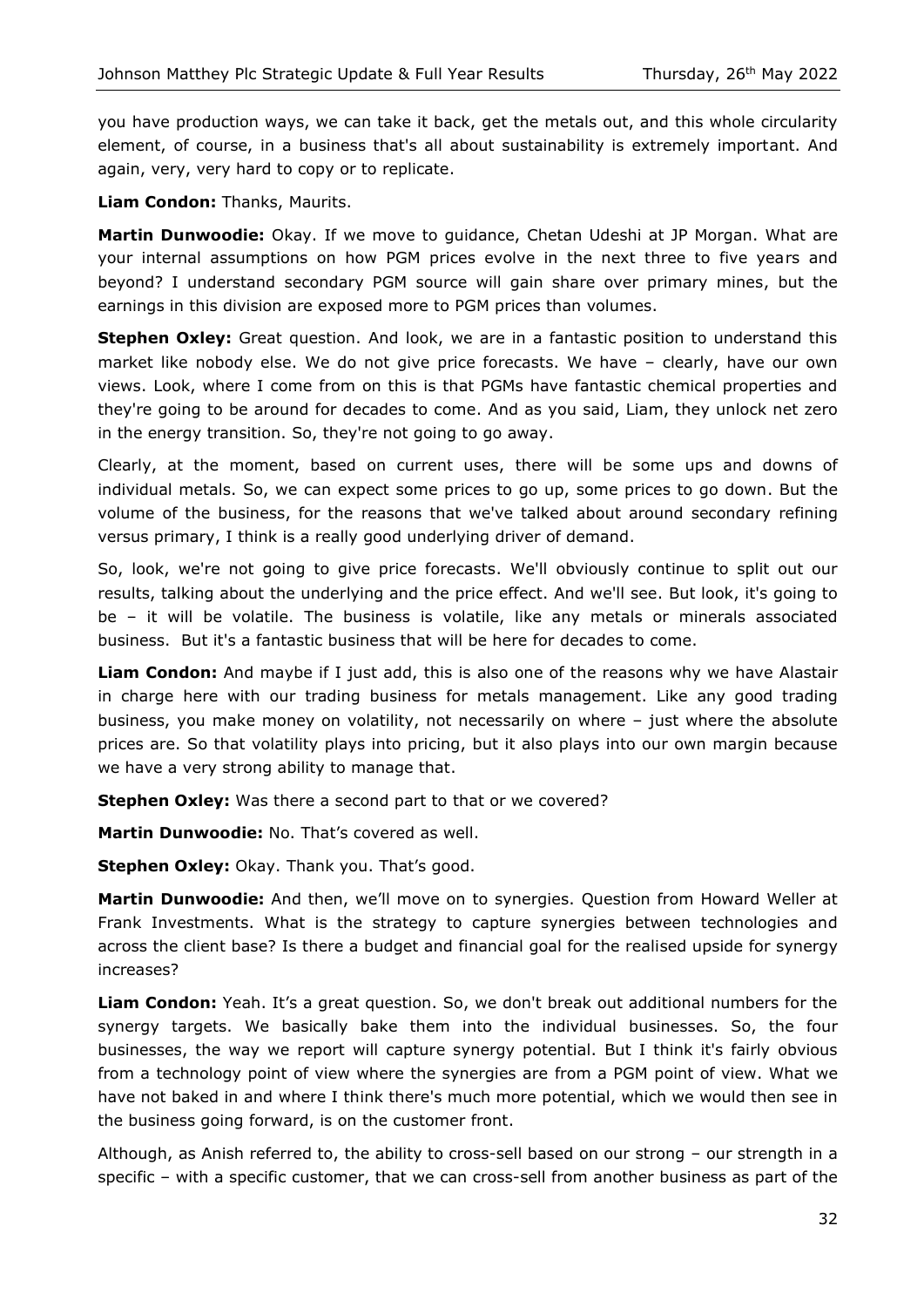you have production ways, we can take it back, get the metals out, and this whole circularity element, of course, in a business that's all about sustainability is extremely important. And again, very, very hard to copy or to replicate.

**Liam Condon:** Thanks, Maurits.

**Martin Dunwoodie:** Okay. If we move to guidance, Chetan Udeshi at JP Morgan. What are your internal assumptions on how PGM prices evolve in the next three to five years and beyond? I understand secondary PGM source will gain share over primary mines, but the earnings in this division are exposed more to PGM prices than volumes.

**Stephen Oxley:** Great question. And look, we are in a fantastic position to understand this market like nobody else. We do not give price forecasts. We have – clearly, have our own views. Look, where I come from on this is that PGMs have fantastic chemical properties and they're going to be around for decades to come. And as you said, Liam, they unlock net zero in the energy transition. So, they're not going to go away.

Clearly, at the moment, based on current uses, there will be some ups and downs of individual metals. So, we can expect some prices to go up, some prices to go down. But the volume of the business, for the reasons that we've talked about around secondary refining versus primary, I think is a really good underlying driver of demand.

So, look, we're not going to give price forecasts. We'll obviously continue to split out our results, talking about the underlying and the price effect. And we'll see. But look, it's going to be – it will be volatile. The business is volatile, like any metals or minerals associated business. But it's a fantastic business that will be here for decades to come.

**Liam Condon:** And maybe if I just add, this is also one of the reasons why we have Alastair in charge here with our trading business for metals management. Like any good trading business, you make money on volatility, not necessarily on where – just where the absolute prices are. So that volatility plays into pricing, but it also plays into our own margin because we have a very strong ability to manage that.

**Stephen Oxley:** Was there a second part to that or we covered?

**Martin Dunwoodie:** No. That's covered as well.

**Stephen Oxley:** Okay. Thank you. That's good.

**Martin Dunwoodie:** And then, we'll move on to synergies. Question from Howard Weller at Frank Investments. What is the strategy to capture synergies between technologies and across the client base? Is there a budget and financial goal for the realised upside for synergy increases?

**Liam Condon:** Yeah. It's a great question. So, we don't break out additional numbers for the synergy targets. We basically bake them into the individual businesses. So, the four businesses, the way we report will capture synergy potential. But I think it's fairly obvious from a technology point of view where the synergies are from a PGM point of view. What we have not baked in and where I think there's much more potential, which we would then see in the business going forward, is on the customer front.

Although, as Anish referred to, the ability to cross-sell based on our strong – our strength in a specific – with a specific customer, that we can cross-sell from another business as part of the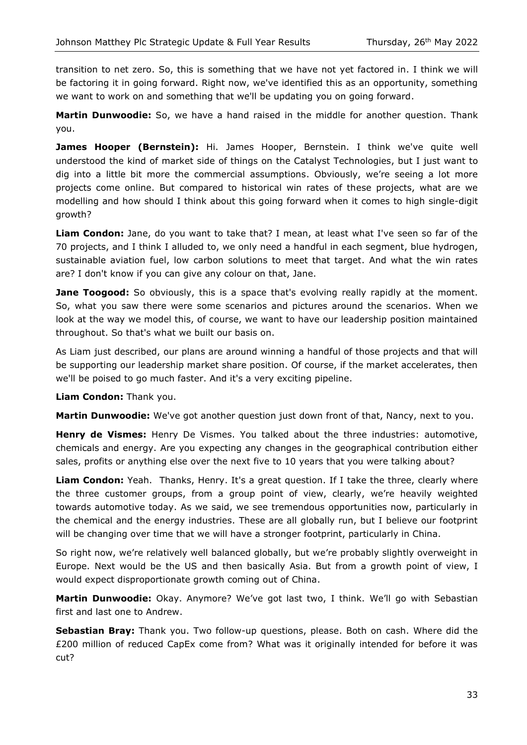transition to net zero. So, this is something that we have not yet factored in. I think we will be factoring it in going forward. Right now, we've identified this as an opportunity, something we want to work on and something that we'll be updating you on going forward.

**Martin Dunwoodie:** So, we have a hand raised in the middle for another question. Thank you.

**James Hooper (Bernstein):** Hi. James Hooper, Bernstein. I think we've quite well understood the kind of market side of things on the Catalyst Technologies, but I just want to dig into a little bit more the commercial assumptions. Obviously, we're seeing a lot more projects come online. But compared to historical win rates of these projects, what are we modelling and how should I think about this going forward when it comes to high single-digit growth?

**Liam Condon:** Jane, do you want to take that? I mean, at least what I've seen so far of the 70 projects, and I think I alluded to, we only need a handful in each segment, blue hydrogen, sustainable aviation fuel, low carbon solutions to meet that target. And what the win rates are? I don't know if you can give any colour on that, Jane.

**Jane Toogood:** So obviously, this is a space that's evolving really rapidly at the moment. So, what you saw there were some scenarios and pictures around the scenarios. When we look at the way we model this, of course, we want to have our leadership position maintained throughout. So that's what we built our basis on.

As Liam just described, our plans are around winning a handful of those projects and that will be supporting our leadership market share position. Of course, if the market accelerates, then we'll be poised to go much faster. And it's a very exciting pipeline.

**Liam Condon:** Thank you.

**Martin Dunwoodie:** We've got another question just down front of that, Nancy, next to you.

**Henry de Vismes:** Henry De Vismes. You talked about the three industries: automotive, chemicals and energy. Are you expecting any changes in the geographical contribution either sales, profits or anything else over the next five to 10 years that you were talking about?

**Liam Condon:** Yeah. Thanks, Henry. It's a great question. If I take the three, clearly where the three customer groups, from a group point of view, clearly, we're heavily weighted towards automotive today. As we said, we see tremendous opportunities now, particularly in the chemical and the energy industries. These are all globally run, but I believe our footprint will be changing over time that we will have a stronger footprint, particularly in China.

So right now, we're relatively well balanced globally, but we're probably slightly overweight in Europe. Next would be the US and then basically Asia. But from a growth point of view, I would expect disproportionate growth coming out of China.

**Martin Dunwoodie:** Okay. Anymore? We've got last two, I think. We'll go with Sebastian first and last one to Andrew.

**Sebastian Bray:** Thank you. Two follow-up questions, please. Both on cash. Where did the £200 million of reduced CapEx come from? What was it originally intended for before it was cut?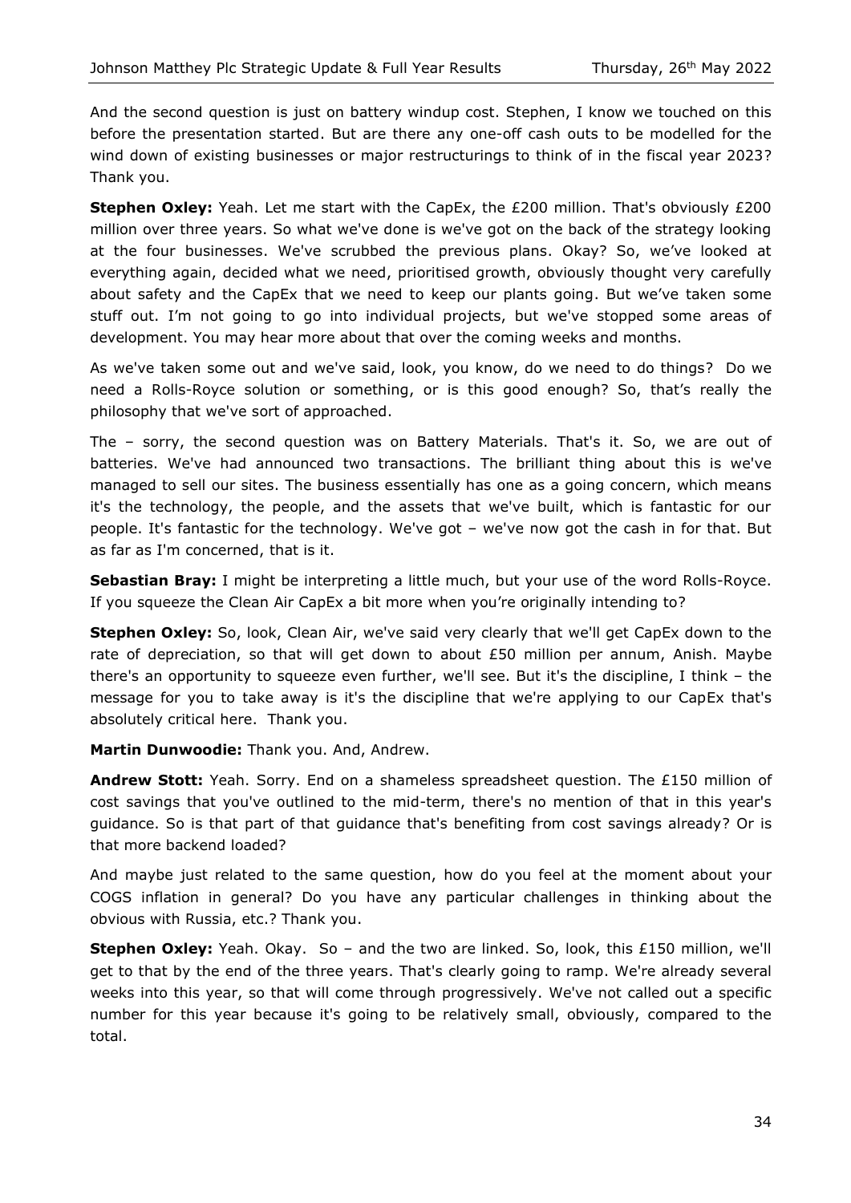And the second question is just on battery windup cost. Stephen, I know we touched on this before the presentation started. But are there any one-off cash outs to be modelled for the wind down of existing businesses or major restructurings to think of in the fiscal year 2023? Thank you.

**Stephen Oxley:** Yeah. Let me start with the CapEx, the £200 million. That's obviously £200 million over three years. So what we've done is we've got on the back of the strategy looking at the four businesses. We've scrubbed the previous plans. Okay? So, we've looked at everything again, decided what we need, prioritised growth, obviously thought very carefully about safety and the CapEx that we need to keep our plants going. But we've taken some stuff out. I'm not going to go into individual projects, but we've stopped some areas of development. You may hear more about that over the coming weeks and months.

As we've taken some out and we've said, look, you know, do we need to do things? Do we need a Rolls-Royce solution or something, or is this good enough? So, that's really the philosophy that we've sort of approached.

The – sorry, the second question was on Battery Materials. That's it. So, we are out of batteries. We've had announced two transactions. The brilliant thing about this is we've managed to sell our sites. The business essentially has one as a going concern, which means it's the technology, the people, and the assets that we've built, which is fantastic for our people. It's fantastic for the technology. We've got – we've now got the cash in for that. But as far as I'm concerned, that is it.

**Sebastian Bray:** I might be interpreting a little much, but your use of the word Rolls-Royce. If you squeeze the Clean Air CapEx a bit more when you're originally intending to?

**Stephen Oxley:** So, look, Clean Air, we've said very clearly that we'll get CapEx down to the rate of depreciation, so that will get down to about £50 million per annum, Anish. Maybe there's an opportunity to squeeze even further, we'll see. But it's the discipline, I think – the message for you to take away is it's the discipline that we're applying to our CapEx that's absolutely critical here. Thank you.

**Martin Dunwoodie:** Thank you. And, Andrew.

**Andrew Stott:** Yeah. Sorry. End on a shameless spreadsheet question. The £150 million of cost savings that you've outlined to the mid-term, there's no mention of that in this year's guidance. So is that part of that guidance that's benefiting from cost savings already? Or is that more backend loaded?

And maybe just related to the same question, how do you feel at the moment about your COGS inflation in general? Do you have any particular challenges in thinking about the obvious with Russia, etc.? Thank you.

**Stephen Oxley:** Yeah. Okay. So – and the two are linked. So, look, this £150 million, we'll get to that by the end of the three years. That's clearly going to ramp. We're already several weeks into this year, so that will come through progressively. We've not called out a specific number for this year because it's going to be relatively small, obviously, compared to the total.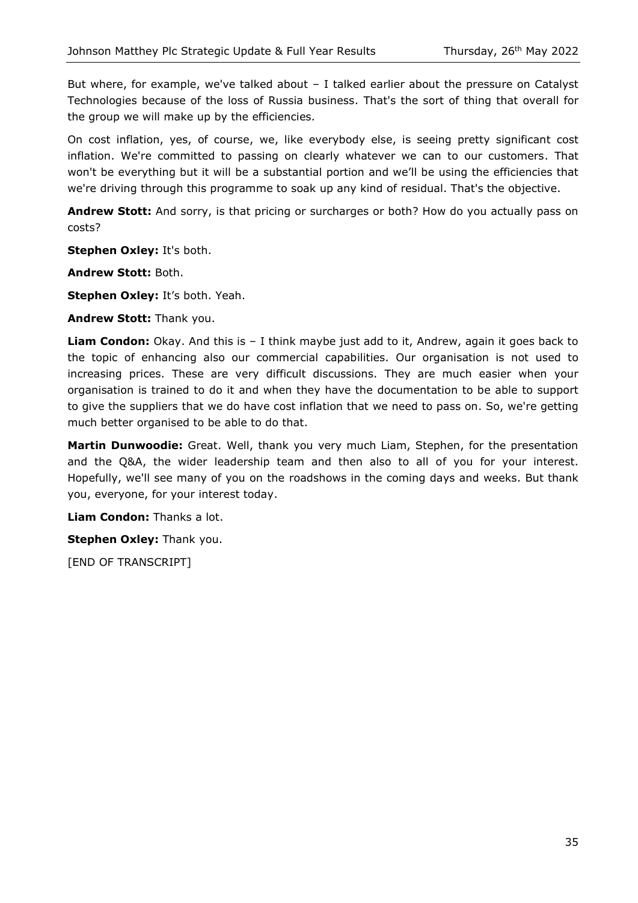But where, for example, we've talked about – I talked earlier about the pressure on Catalyst Technologies because of the loss of Russia business. That's the sort of thing that overall for the group we will make up by the efficiencies.

On cost inflation, yes, of course, we, like everybody else, is seeing pretty significant cost inflation. We're committed to passing on clearly whatever we can to our customers. That won't be everything but it will be a substantial portion and we'll be using the efficiencies that we're driving through this programme to soak up any kind of residual. That's the objective.

**Andrew Stott:** And sorry, is that pricing or surcharges or both? How do you actually pass on costs?

**Stephen Oxley:** It's both.

**Andrew Stott:** Both.

**Stephen Oxley:** It's both. Yeah.

**Andrew Stott:** Thank you.

**Liam Condon:** Okay. And this is – I think maybe just add to it, Andrew, again it goes back to the topic of enhancing also our commercial capabilities. Our organisation is not used to increasing prices. These are very difficult discussions. They are much easier when your organisation is trained to do it and when they have the documentation to be able to support to give the suppliers that we do have cost inflation that we need to pass on. So, we're getting much better organised to be able to do that.

**Martin Dunwoodie:** Great. Well, thank you very much Liam, Stephen, for the presentation and the Q&A, the wider leadership team and then also to all of you for your interest. Hopefully, we'll see many of you on the roadshows in the coming days and weeks. But thank you, everyone, for your interest today.

**Liam Condon:** Thanks a lot.

**Stephen Oxley:** Thank you.

[END OF TRANSCRIPT]